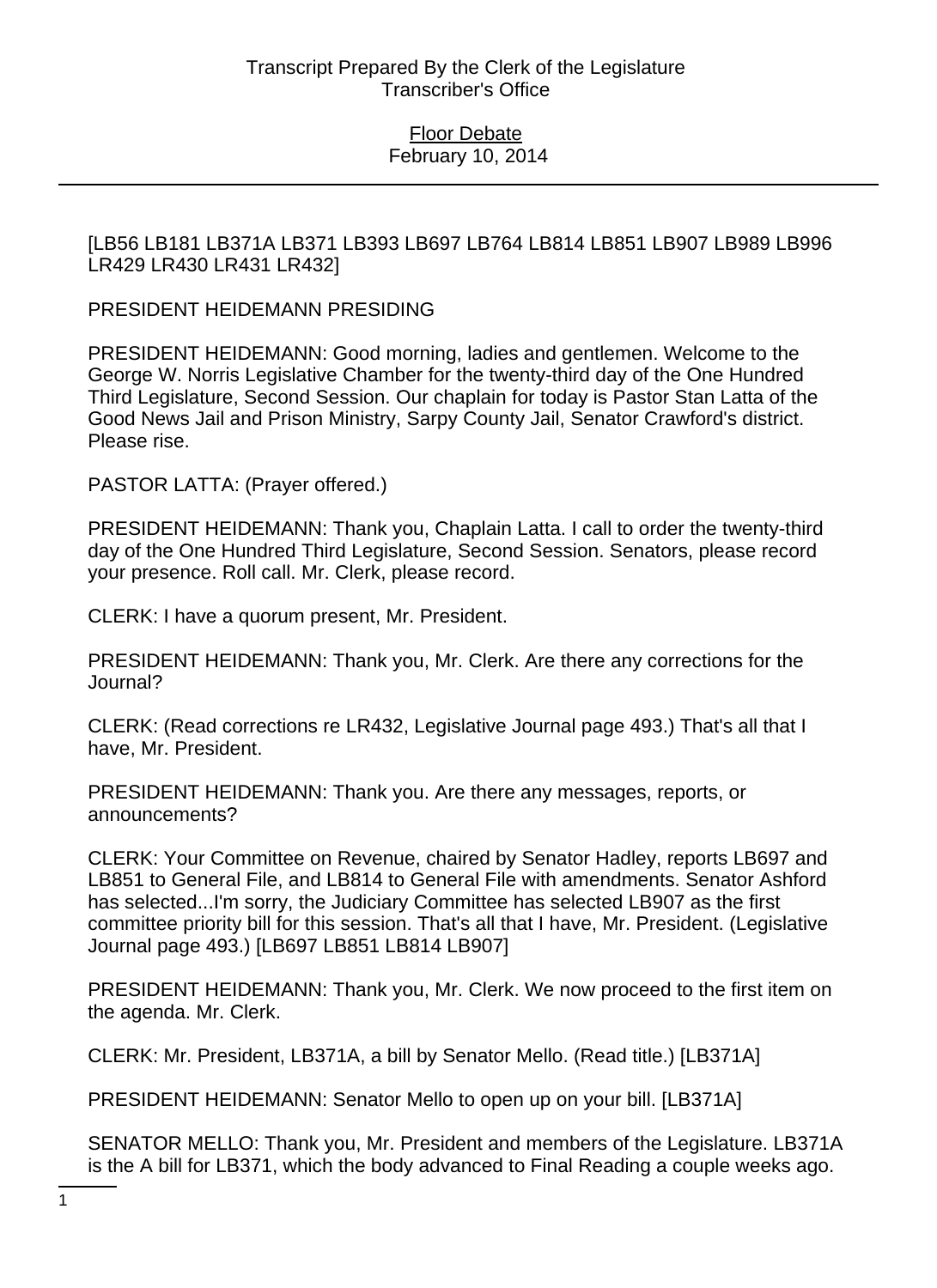[LB56 LB181 LB371A LB371 LB393 LB697 LB764 LB814 LB851 LB907 LB989 LB996 LR429 LR430 LR431 LR432]

PRESIDENT HEIDEMANN PRESIDING

PRESIDENT HEIDEMANN: Good morning, ladies and gentlemen. Welcome to the George W. Norris Legislative Chamber for the twenty-third day of the One Hundred Third Legislature, Second Session. Our chaplain for today is Pastor Stan Latta of the Good News Jail and Prison Ministry, Sarpy County Jail, Senator Crawford's district. Please rise.

PASTOR LATTA: (Prayer offered.)

PRESIDENT HEIDEMANN: Thank you, Chaplain Latta. I call to order the twenty-third day of the One Hundred Third Legislature, Second Session. Senators, please record your presence. Roll call. Mr. Clerk, please record.

CLERK: I have a quorum present, Mr. President.

PRESIDENT HEIDEMANN: Thank you, Mr. Clerk. Are there any corrections for the Journal?

CLERK: (Read corrections re LR432, Legislative Journal page 493.) That's all that I have, Mr. President.

PRESIDENT HEIDEMANN: Thank you. Are there any messages, reports, or announcements?

CLERK: Your Committee on Revenue, chaired by Senator Hadley, reports LB697 and LB851 to General File, and LB814 to General File with amendments. Senator Ashford has selected...I'm sorry, the Judiciary Committee has selected LB907 as the first committee priority bill for this session. That's all that I have, Mr. President. (Legislative Journal page 493.) [LB697 LB851 LB814 LB907]

PRESIDENT HEIDEMANN: Thank you, Mr. Clerk. We now proceed to the first item on the agenda. Mr. Clerk.

CLERK: Mr. President, LB371A, a bill by Senator Mello. (Read title.) [LB371A]

PRESIDENT HEIDEMANN: Senator Mello to open up on your bill. [LB371A]

SENATOR MELLO: Thank you, Mr. President and members of the Legislature. LB371A is the A bill for LB371, which the body advanced to Final Reading a couple weeks ago.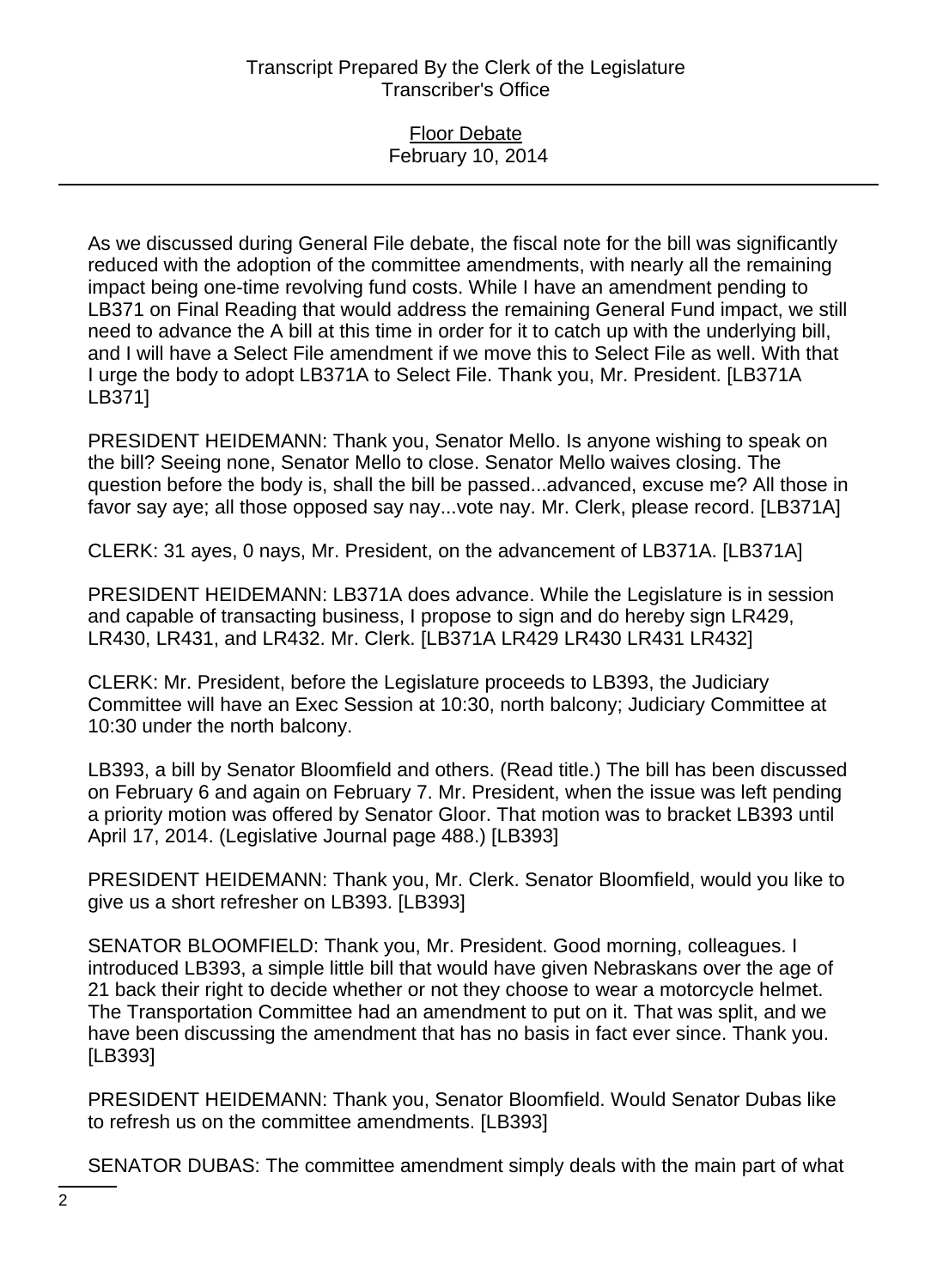As we discussed during General File debate, the fiscal note for the bill was significantly reduced with the adoption of the committee amendments, with nearly all the remaining impact being one-time revolving fund costs. While I have an amendment pending to LB371 on Final Reading that would address the remaining General Fund impact, we still need to advance the A bill at this time in order for it to catch up with the underlying bill, and I will have a Select File amendment if we move this to Select File as well. With that I urge the body to adopt LB371A to Select File. Thank you, Mr. President. [LB371A LB371]

PRESIDENT HEIDEMANN: Thank you, Senator Mello. Is anyone wishing to speak on the bill? Seeing none, Senator Mello to close. Senator Mello waives closing. The question before the body is, shall the bill be passed...advanced, excuse me? All those in favor say aye; all those opposed say nay...vote nay. Mr. Clerk, please record. [LB371A]

CLERK: 31 ayes, 0 nays, Mr. President, on the advancement of LB371A. [LB371A]

PRESIDENT HEIDEMANN: LB371A does advance. While the Legislature is in session and capable of transacting business, I propose to sign and do hereby sign LR429, LR430, LR431, and LR432. Mr. Clerk. [LB371A LR429 LR430 LR431 LR432]

CLERK: Mr. President, before the Legislature proceeds to LB393, the Judiciary Committee will have an Exec Session at 10:30, north balcony; Judiciary Committee at 10:30 under the north balcony.

LB393, a bill by Senator Bloomfield and others. (Read title.) The bill has been discussed on February 6 and again on February 7. Mr. President, when the issue was left pending a priority motion was offered by Senator Gloor. That motion was to bracket LB393 until April 17, 2014. (Legislative Journal page 488.) [LB393]

PRESIDENT HEIDEMANN: Thank you, Mr. Clerk. Senator Bloomfield, would you like to give us a short refresher on LB393. [LB393]

SENATOR BLOOMFIELD: Thank you, Mr. President. Good morning, colleagues. I introduced LB393, a simple little bill that would have given Nebraskans over the age of 21 back their right to decide whether or not they choose to wear a motorcycle helmet. The Transportation Committee had an amendment to put on it. That was split, and we have been discussing the amendment that has no basis in fact ever since. Thank you. [LB393]

PRESIDENT HEIDEMANN: Thank you, Senator Bloomfield. Would Senator Dubas like to refresh us on the committee amendments. [LB393]

SENATOR DUBAS: The committee amendment simply deals with the main part of what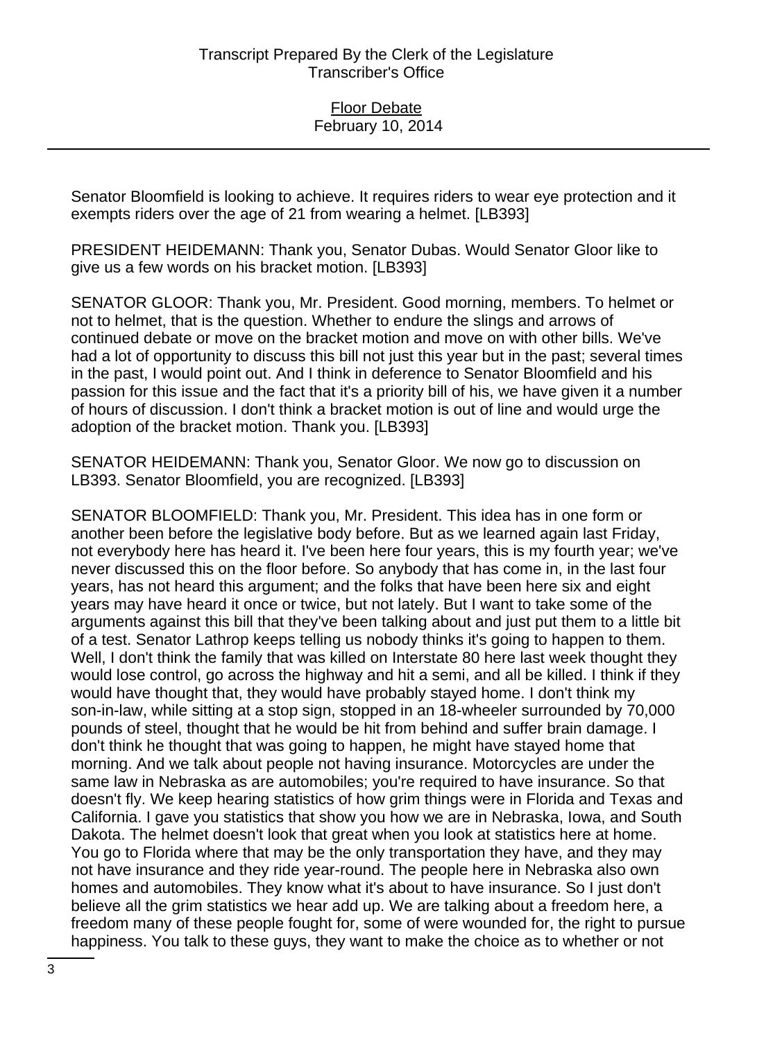Senator Bloomfield is looking to achieve. It requires riders to wear eye protection and it exempts riders over the age of 21 from wearing a helmet. [LB393]

PRESIDENT HEIDEMANN: Thank you, Senator Dubas. Would Senator Gloor like to give us a few words on his bracket motion. [LB393]

SENATOR GLOOR: Thank you, Mr. President. Good morning, members. To helmet or not to helmet, that is the question. Whether to endure the slings and arrows of continued debate or move on the bracket motion and move on with other bills. We've had a lot of opportunity to discuss this bill not just this year but in the past; several times in the past, I would point out. And I think in deference to Senator Bloomfield and his passion for this issue and the fact that it's a priority bill of his, we have given it a number of hours of discussion. I don't think a bracket motion is out of line and would urge the adoption of the bracket motion. Thank you. [LB393]

SENATOR HEIDEMANN: Thank you, Senator Gloor. We now go to discussion on LB393. Senator Bloomfield, you are recognized. [LB393]

SENATOR BLOOMFIELD: Thank you, Mr. President. This idea has in one form or another been before the legislative body before. But as we learned again last Friday, not everybody here has heard it. I've been here four years, this is my fourth year; we've never discussed this on the floor before. So anybody that has come in, in the last four years, has not heard this argument; and the folks that have been here six and eight years may have heard it once or twice, but not lately. But I want to take some of the arguments against this bill that they've been talking about and just put them to a little bit of a test. Senator Lathrop keeps telling us nobody thinks it's going to happen to them. Well, I don't think the family that was killed on Interstate 80 here last week thought they would lose control, go across the highway and hit a semi, and all be killed. I think if they would have thought that, they would have probably stayed home. I don't think my son-in-law, while sitting at a stop sign, stopped in an 18-wheeler surrounded by 70,000 pounds of steel, thought that he would be hit from behind and suffer brain damage. I don't think he thought that was going to happen, he might have stayed home that morning. And we talk about people not having insurance. Motorcycles are under the same law in Nebraska as are automobiles; you're required to have insurance. So that doesn't fly. We keep hearing statistics of how grim things were in Florida and Texas and California. I gave you statistics that show you how we are in Nebraska, Iowa, and South Dakota. The helmet doesn't look that great when you look at statistics here at home. You go to Florida where that may be the only transportation they have, and they may not have insurance and they ride year-round. The people here in Nebraska also own homes and automobiles. They know what it's about to have insurance. So I just don't believe all the grim statistics we hear add up. We are talking about a freedom here, a freedom many of these people fought for, some of were wounded for, the right to pursue happiness. You talk to these guys, they want to make the choice as to whether or not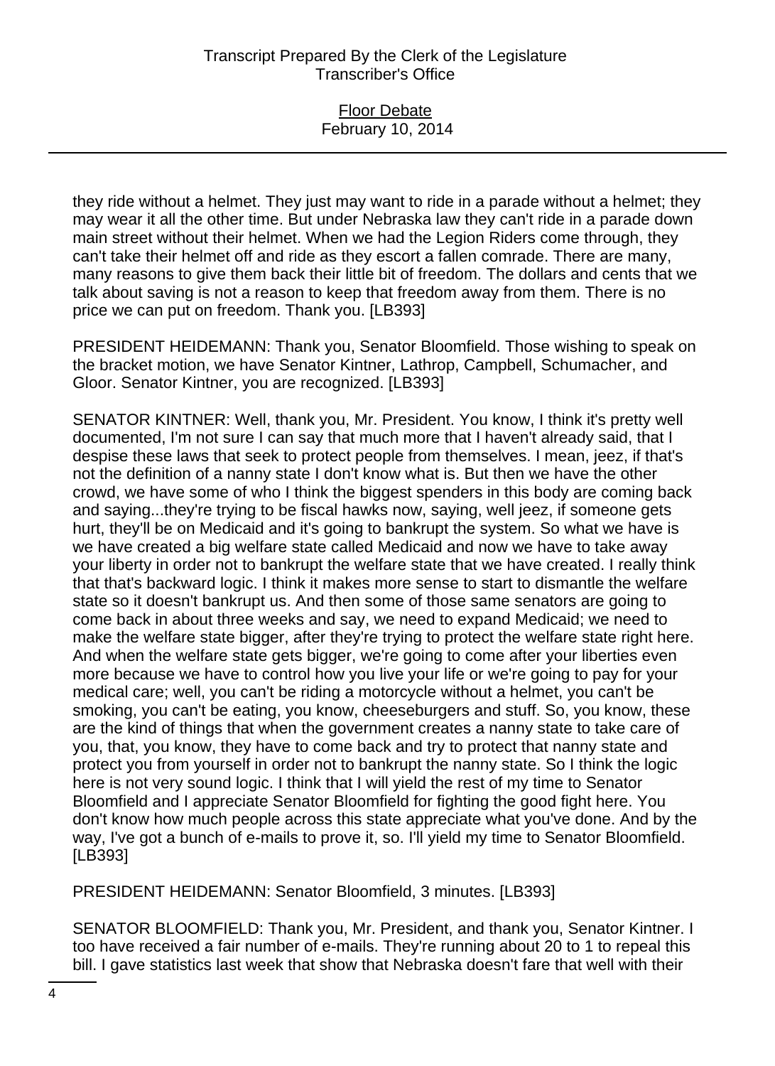they ride without a helmet. They just may want to ride in a parade without a helmet; they may wear it all the other time. But under Nebraska law they can't ride in a parade down main street without their helmet. When we had the Legion Riders come through, they can't take their helmet off and ride as they escort a fallen comrade. There are many, many reasons to give them back their little bit of freedom. The dollars and cents that we talk about saving is not a reason to keep that freedom away from them. There is no price we can put on freedom. Thank you. [LB393]

PRESIDENT HEIDEMANN: Thank you, Senator Bloomfield. Those wishing to speak on the bracket motion, we have Senator Kintner, Lathrop, Campbell, Schumacher, and Gloor. Senator Kintner, you are recognized. [LB393]

SENATOR KINTNER: Well, thank you, Mr. President. You know, I think it's pretty well documented, I'm not sure I can say that much more that I haven't already said, that I despise these laws that seek to protect people from themselves. I mean, jeez, if that's not the definition of a nanny state I don't know what is. But then we have the other crowd, we have some of who I think the biggest spenders in this body are coming back and saying...they're trying to be fiscal hawks now, saying, well jeez, if someone gets hurt, they'll be on Medicaid and it's going to bankrupt the system. So what we have is we have created a big welfare state called Medicaid and now we have to take away your liberty in order not to bankrupt the welfare state that we have created. I really think that that's backward logic. I think it makes more sense to start to dismantle the welfare state so it doesn't bankrupt us. And then some of those same senators are going to come back in about three weeks and say, we need to expand Medicaid; we need to make the welfare state bigger, after they're trying to protect the welfare state right here. And when the welfare state gets bigger, we're going to come after your liberties even more because we have to control how you live your life or we're going to pay for your medical care; well, you can't be riding a motorcycle without a helmet, you can't be smoking, you can't be eating, you know, cheeseburgers and stuff. So, you know, these are the kind of things that when the government creates a nanny state to take care of you, that, you know, they have to come back and try to protect that nanny state and protect you from yourself in order not to bankrupt the nanny state. So I think the logic here is not very sound logic. I think that I will yield the rest of my time to Senator Bloomfield and I appreciate Senator Bloomfield for fighting the good fight here. You don't know how much people across this state appreciate what you've done. And by the way, I've got a bunch of e-mails to prove it, so. I'll yield my time to Senator Bloomfield. [LB393]

PRESIDENT HEIDEMANN: Senator Bloomfield, 3 minutes. [LB393]

SENATOR BLOOMFIELD: Thank you, Mr. President, and thank you, Senator Kintner. I too have received a fair number of e-mails. They're running about 20 to 1 to repeal this bill. I gave statistics last week that show that Nebraska doesn't fare that well with their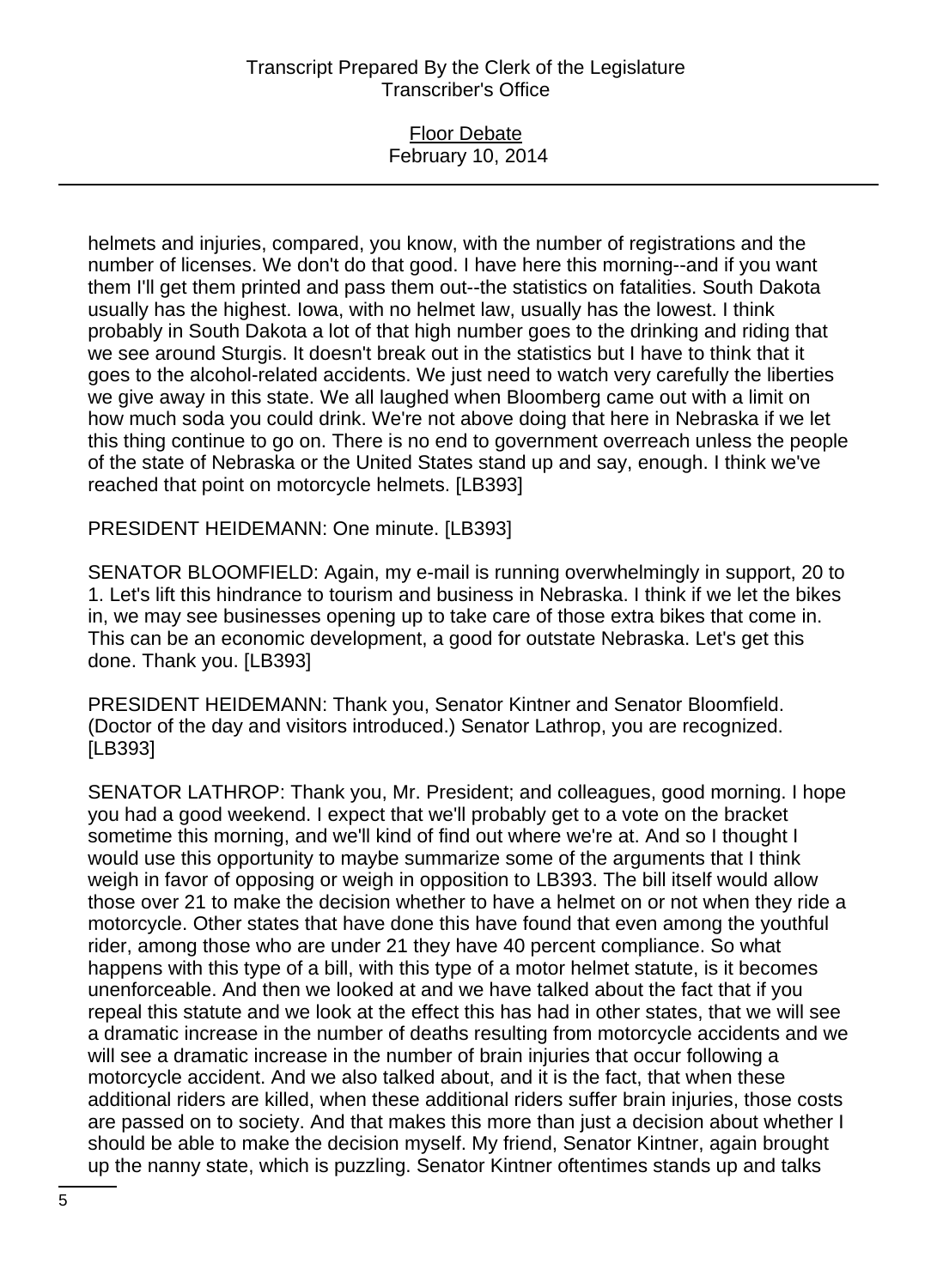helmets and injuries, compared, you know, with the number of registrations and the number of licenses. We don't do that good. I have here this morning--and if you want them I'll get them printed and pass them out--the statistics on fatalities. South Dakota usually has the highest. Iowa, with no helmet law, usually has the lowest. I think probably in South Dakota a lot of that high number goes to the drinking and riding that we see around Sturgis. It doesn't break out in the statistics but I have to think that it goes to the alcohol-related accidents. We just need to watch very carefully the liberties we give away in this state. We all laughed when Bloomberg came out with a limit on how much soda you could drink. We're not above doing that here in Nebraska if we let this thing continue to go on. There is no end to government overreach unless the people of the state of Nebraska or the United States stand up and say, enough. I think we've reached that point on motorcycle helmets. [LB393]

PRESIDENT HEIDEMANN: One minute. [LB393]

SENATOR BLOOMFIELD: Again, my e-mail is running overwhelmingly in support, 20 to 1. Let's lift this hindrance to tourism and business in Nebraska. I think if we let the bikes in, we may see businesses opening up to take care of those extra bikes that come in. This can be an economic development, a good for outstate Nebraska. Let's get this done. Thank you. [LB393]

PRESIDENT HEIDEMANN: Thank you, Senator Kintner and Senator Bloomfield. (Doctor of the day and visitors introduced.) Senator Lathrop, you are recognized. [LB393]

SENATOR LATHROP: Thank you, Mr. President; and colleagues, good morning. I hope you had a good weekend. I expect that we'll probably get to a vote on the bracket sometime this morning, and we'll kind of find out where we're at. And so I thought I would use this opportunity to maybe summarize some of the arguments that I think weigh in favor of opposing or weigh in opposition to LB393. The bill itself would allow those over 21 to make the decision whether to have a helmet on or not when they ride a motorcycle. Other states that have done this have found that even among the youthful rider, among those who are under 21 they have 40 percent compliance. So what happens with this type of a bill, with this type of a motor helmet statute, is it becomes unenforceable. And then we looked at and we have talked about the fact that if you repeal this statute and we look at the effect this has had in other states, that we will see a dramatic increase in the number of deaths resulting from motorcycle accidents and we will see a dramatic increase in the number of brain injuries that occur following a motorcycle accident. And we also talked about, and it is the fact, that when these additional riders are killed, when these additional riders suffer brain injuries, those costs are passed on to society. And that makes this more than just a decision about whether I should be able to make the decision myself. My friend, Senator Kintner, again brought up the nanny state, which is puzzling. Senator Kintner oftentimes stands up and talks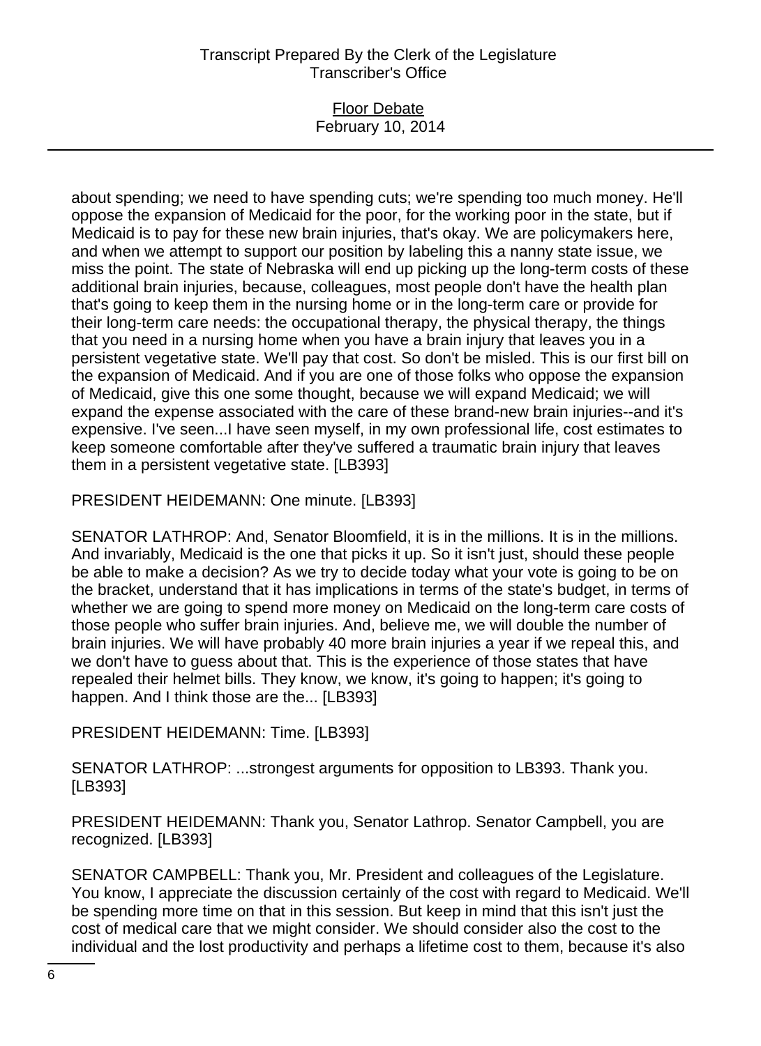about spending; we need to have spending cuts; we're spending too much money. He'll oppose the expansion of Medicaid for the poor, for the working poor in the state, but if Medicaid is to pay for these new brain injuries, that's okay. We are policymakers here, and when we attempt to support our position by labeling this a nanny state issue, we miss the point. The state of Nebraska will end up picking up the long-term costs of these additional brain injuries, because, colleagues, most people don't have the health plan that's going to keep them in the nursing home or in the long-term care or provide for their long-term care needs: the occupational therapy, the physical therapy, the things that you need in a nursing home when you have a brain injury that leaves you in a persistent vegetative state. We'll pay that cost. So don't be misled. This is our first bill on the expansion of Medicaid. And if you are one of those folks who oppose the expansion of Medicaid, give this one some thought, because we will expand Medicaid; we will expand the expense associated with the care of these brand-new brain injuries--and it's expensive. I've seen...I have seen myself, in my own professional life, cost estimates to keep someone comfortable after they've suffered a traumatic brain injury that leaves them in a persistent vegetative state. [LB393]

PRESIDENT HEIDEMANN: One minute. [LB393]

SENATOR LATHROP: And, Senator Bloomfield, it is in the millions. It is in the millions. And invariably, Medicaid is the one that picks it up. So it isn't just, should these people be able to make a decision? As we try to decide today what your vote is going to be on the bracket, understand that it has implications in terms of the state's budget, in terms of whether we are going to spend more money on Medicaid on the long-term care costs of those people who suffer brain injuries. And, believe me, we will double the number of brain injuries. We will have probably 40 more brain injuries a year if we repeal this, and we don't have to guess about that. This is the experience of those states that have repealed their helmet bills. They know, we know, it's going to happen; it's going to happen. And I think those are the... [LB393]

PRESIDENT HEIDEMANN: Time. [LB393]

SENATOR LATHROP: ...strongest arguments for opposition to LB393. Thank you. [LB393]

PRESIDENT HEIDEMANN: Thank you, Senator Lathrop. Senator Campbell, you are recognized. [LB393]

SENATOR CAMPBELL: Thank you, Mr. President and colleagues of the Legislature. You know, I appreciate the discussion certainly of the cost with regard to Medicaid. We'll be spending more time on that in this session. But keep in mind that this isn't just the cost of medical care that we might consider. We should consider also the cost to the individual and the lost productivity and perhaps a lifetime cost to them, because it's also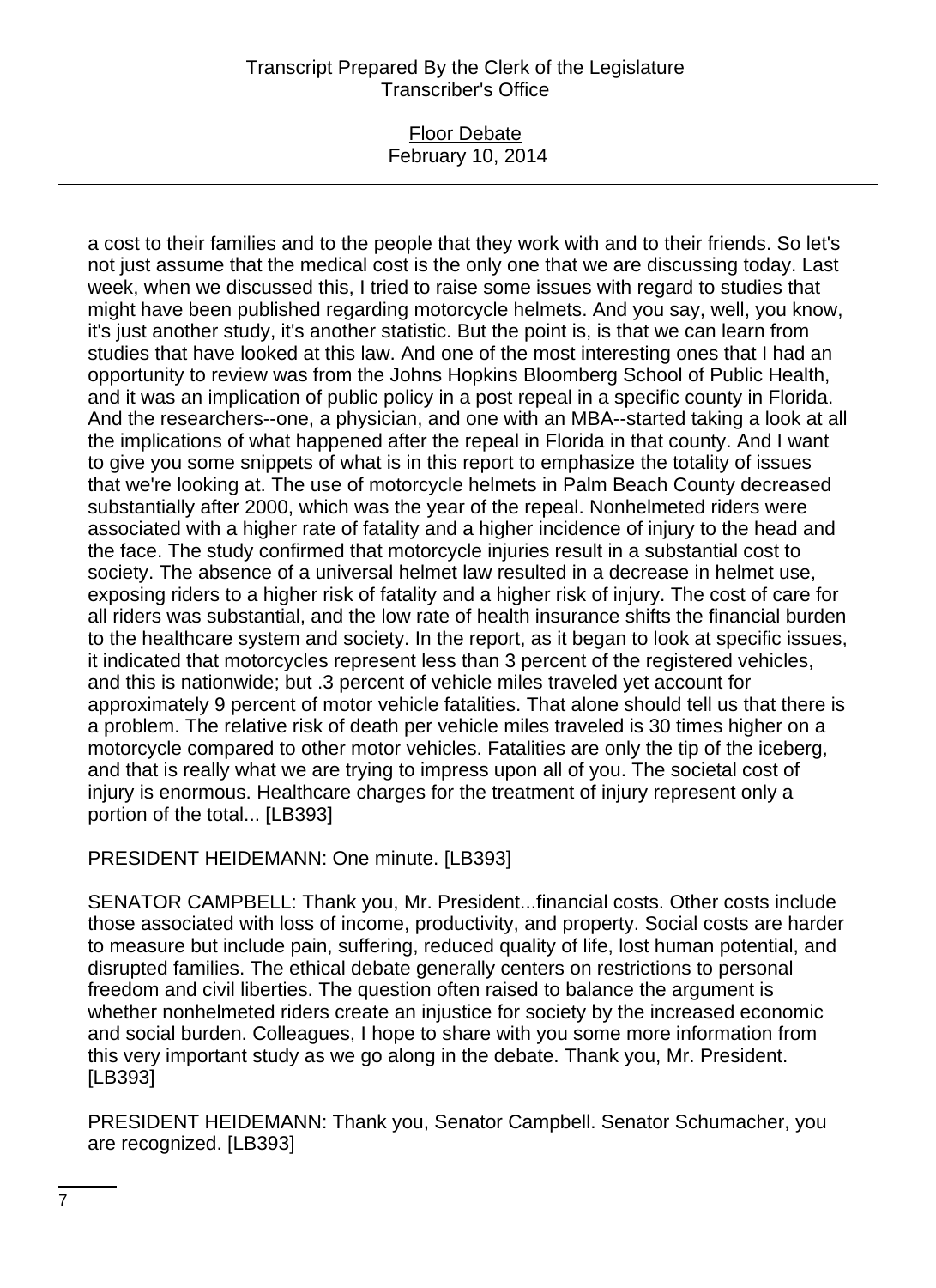a cost to their families and to the people that they work with and to their friends. So let's not just assume that the medical cost is the only one that we are discussing today. Last week, when we discussed this, I tried to raise some issues with regard to studies that might have been published regarding motorcycle helmets. And you say, well, you know, it's just another study, it's another statistic. But the point is, is that we can learn from studies that have looked at this law. And one of the most interesting ones that I had an opportunity to review was from the Johns Hopkins Bloomberg School of Public Health, and it was an implication of public policy in a post repeal in a specific county in Florida. And the researchers--one, a physician, and one with an MBA--started taking a look at all the implications of what happened after the repeal in Florida in that county. And I want to give you some snippets of what is in this report to emphasize the totality of issues that we're looking at. The use of motorcycle helmets in Palm Beach County decreased substantially after 2000, which was the year of the repeal. Nonhelmeted riders were associated with a higher rate of fatality and a higher incidence of injury to the head and the face. The study confirmed that motorcycle injuries result in a substantial cost to society. The absence of a universal helmet law resulted in a decrease in helmet use, exposing riders to a higher risk of fatality and a higher risk of injury. The cost of care for all riders was substantial, and the low rate of health insurance shifts the financial burden to the healthcare system and society. In the report, as it began to look at specific issues, it indicated that motorcycles represent less than 3 percent of the registered vehicles, and this is nationwide; but .3 percent of vehicle miles traveled yet account for approximately 9 percent of motor vehicle fatalities. That alone should tell us that there is a problem. The relative risk of death per vehicle miles traveled is 30 times higher on a motorcycle compared to other motor vehicles. Fatalities are only the tip of the iceberg, and that is really what we are trying to impress upon all of you. The societal cost of injury is enormous. Healthcare charges for the treatment of injury represent only a portion of the total... [LB393]

PRESIDENT HEIDEMANN: One minute. [LB393]

SENATOR CAMPBELL: Thank you, Mr. President...financial costs. Other costs include those associated with loss of income, productivity, and property. Social costs are harder to measure but include pain, suffering, reduced quality of life, lost human potential, and disrupted families. The ethical debate generally centers on restrictions to personal freedom and civil liberties. The question often raised to balance the argument is whether nonhelmeted riders create an injustice for society by the increased economic and social burden. Colleagues, I hope to share with you some more information from this very important study as we go along in the debate. Thank you, Mr. President. [LB393]

PRESIDENT HEIDEMANN: Thank you, Senator Campbell. Senator Schumacher, you are recognized. [LB393]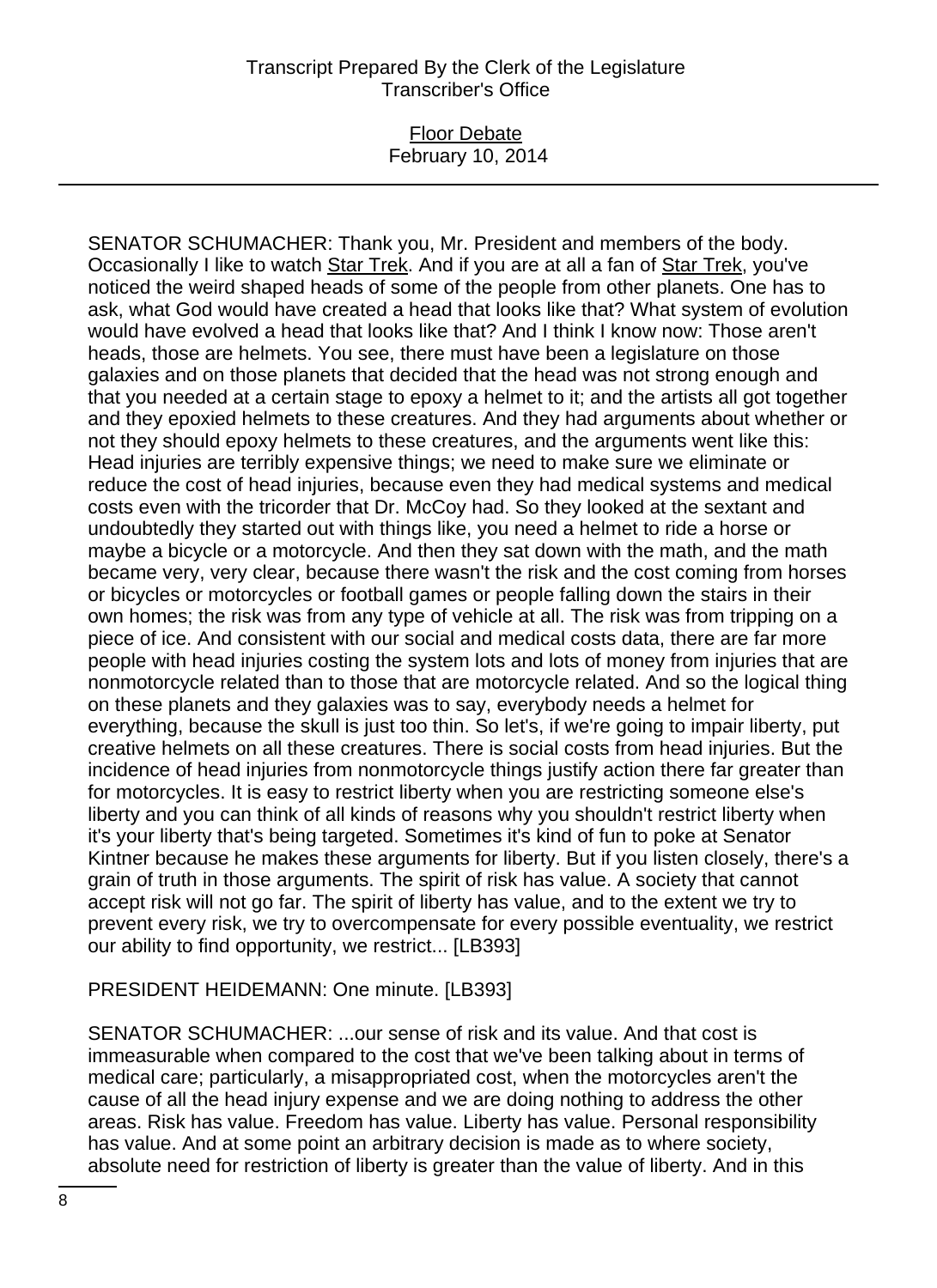SENATOR SCHUMACHER: Thank you, Mr. President and members of the body. Occasionally I like to watch Star Trek. And if you are at all a fan of Star Trek, you've noticed the weird shaped heads of some of the people from other planets. One has to ask, what God would have created a head that looks like that? What system of evolution would have evolved a head that looks like that? And I think I know now: Those aren't heads, those are helmets. You see, there must have been a legislature on those galaxies and on those planets that decided that the head was not strong enough and that you needed at a certain stage to epoxy a helmet to it; and the artists all got together and they epoxied helmets to these creatures. And they had arguments about whether or not they should epoxy helmets to these creatures, and the arguments went like this: Head injuries are terribly expensive things; we need to make sure we eliminate or reduce the cost of head injuries, because even they had medical systems and medical costs even with the tricorder that Dr. McCoy had. So they looked at the sextant and undoubtedly they started out with things like, you need a helmet to ride a horse or maybe a bicycle or a motorcycle. And then they sat down with the math, and the math became very, very clear, because there wasn't the risk and the cost coming from horses or bicycles or motorcycles or football games or people falling down the stairs in their own homes; the risk was from any type of vehicle at all. The risk was from tripping on a piece of ice. And consistent with our social and medical costs data, there are far more people with head injuries costing the system lots and lots of money from injuries that are nonmotorcycle related than to those that are motorcycle related. And so the logical thing on these planets and they galaxies was to say, everybody needs a helmet for everything, because the skull is just too thin. So let's, if we're going to impair liberty, put creative helmets on all these creatures. There is social costs from head injuries. But the incidence of head injuries from nonmotorcycle things justify action there far greater than for motorcycles. It is easy to restrict liberty when you are restricting someone else's liberty and you can think of all kinds of reasons why you shouldn't restrict liberty when it's your liberty that's being targeted. Sometimes it's kind of fun to poke at Senator Kintner because he makes these arguments for liberty. But if you listen closely, there's a grain of truth in those arguments. The spirit of risk has value. A society that cannot accept risk will not go far. The spirit of liberty has value, and to the extent we try to prevent every risk, we try to overcompensate for every possible eventuality, we restrict our ability to find opportunity, we restrict... [LB393]

PRESIDENT HEIDEMANN: One minute. [LB393]

SENATOR SCHUMACHER: ...our sense of risk and its value. And that cost is immeasurable when compared to the cost that we've been talking about in terms of medical care; particularly, a misappropriated cost, when the motorcycles aren't the cause of all the head injury expense and we are doing nothing to address the other areas. Risk has value. Freedom has value. Liberty has value. Personal responsibility has value. And at some point an arbitrary decision is made as to where society, absolute need for restriction of liberty is greater than the value of liberty. And in this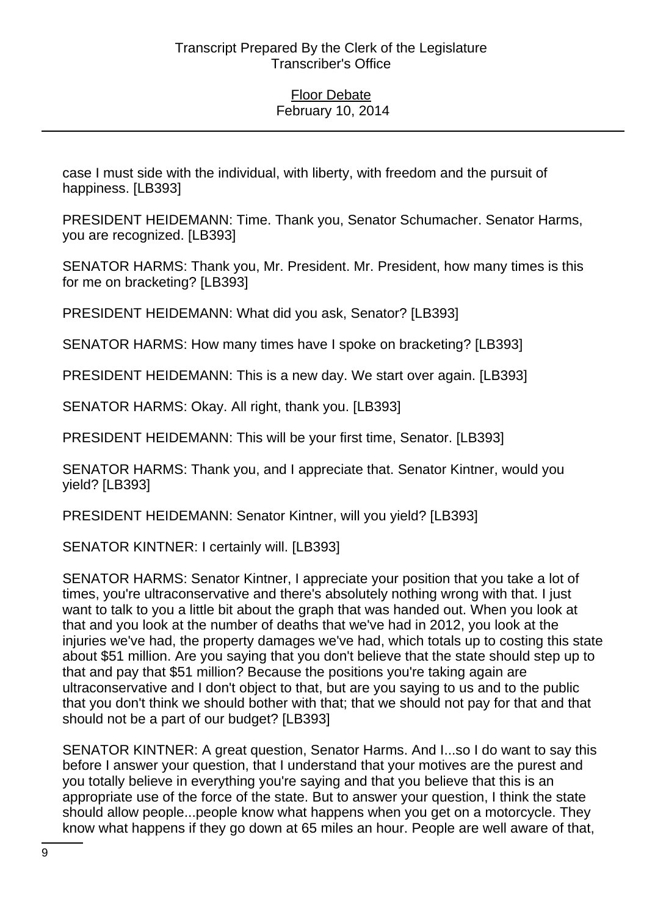case I must side with the individual, with liberty, with freedom and the pursuit of happiness. [LB393]

PRESIDENT HEIDEMANN: Time. Thank you, Senator Schumacher. Senator Harms, you are recognized. [LB393]

SENATOR HARMS: Thank you, Mr. President. Mr. President, how many times is this for me on bracketing? [LB393]

PRESIDENT HEIDEMANN: What did you ask, Senator? [LB393]

SENATOR HARMS: How many times have I spoke on bracketing? [LB393]

PRESIDENT HEIDEMANN: This is a new day. We start over again. [LB393]

SENATOR HARMS: Okay. All right, thank you. [LB393]

PRESIDENT HEIDEMANN: This will be your first time, Senator. [LB393]

SENATOR HARMS: Thank you, and I appreciate that. Senator Kintner, would you yield? [LB393]

PRESIDENT HEIDEMANN: Senator Kintner, will you yield? [LB393]

SENATOR KINTNER: I certainly will. [LB393]

SENATOR HARMS: Senator Kintner, I appreciate your position that you take a lot of times, you're ultraconservative and there's absolutely nothing wrong with that. I just want to talk to you a little bit about the graph that was handed out. When you look at that and you look at the number of deaths that we've had in 2012, you look at the injuries we've had, the property damages we've had, which totals up to costing this state about $51 million. Are you saying that you don't believe that the state should step up to that and pay that $51 million? Because the positions you're taking again are ultraconservative and I don't object to that, but are you saying to us and to the public that you don't think we should bother with that; that we should not pay for that and that should not be a part of our budget? [LB393]

SENATOR KINTNER: A great question, Senator Harms. And I...so I do want to say this before I answer your question, that I understand that your motives are the purest and you totally believe in everything you're saying and that you believe that this is an appropriate use of the force of the state. But to answer your question, I think the state should allow people...people know what happens when you get on a motorcycle. They know what happens if they go down at 65 miles an hour. People are well aware of that,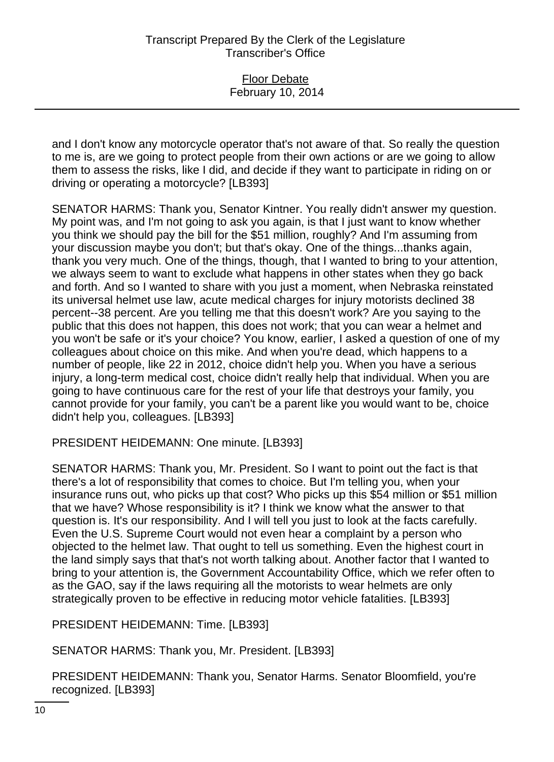and I don't know any motorcycle operator that's not aware of that. So really the question to me is, are we going to protect people from their own actions or are we going to allow them to assess the risks, like I did, and decide if they want to participate in riding on or driving or operating a motorcycle? [LB393]

SENATOR HARMS: Thank you, Senator Kintner. You really didn't answer my question. My point was, and I'm not going to ask you again, is that I just want to know whether you think we should pay the bill for the $51 million, roughly? And I'm assuming from your discussion maybe you don't; but that's okay. One of the things...thanks again, thank you very much. One of the things, though, that I wanted to bring to your attention, we always seem to want to exclude what happens in other states when they go back and forth. And so I wanted to share with you just a moment, when Nebraska reinstated its universal helmet use law, acute medical charges for injury motorists declined 38 percent--38 percent. Are you telling me that this doesn't work? Are you saying to the public that this does not happen, this does not work; that you can wear a helmet and you won't be safe or it's your choice? You know, earlier, I asked a question of one of my colleagues about choice on this mike. And when you're dead, which happens to a number of people, like 22 in 2012, choice didn't help you. When you have a serious injury, a long-term medical cost, choice didn't really help that individual. When you are going to have continuous care for the rest of your life that destroys your family, you cannot provide for your family, you can't be a parent like you would want to be, choice didn't help you, colleagues. [LB393]

PRESIDENT HEIDEMANN: One minute. [LB393]

SENATOR HARMS: Thank you, Mr. President. So I want to point out the fact is that there's a lot of responsibility that comes to choice. But I'm telling you, when your insurance runs out, who picks up that cost? Who picks up this $54 million or $51 million that we have? Whose responsibility is it? I think we know what the answer to that question is. It's our responsibility. And I will tell you just to look at the facts carefully. Even the U.S. Supreme Court would not even hear a complaint by a person who objected to the helmet law. That ought to tell us something. Even the highest court in the land simply says that that's not worth talking about. Another factor that I wanted to bring to your attention is, the Government Accountability Office, which we refer often to as the GAO, say if the laws requiring all the motorists to wear helmets are only strategically proven to be effective in reducing motor vehicle fatalities. [LB393]

PRESIDENT HEIDEMANN: Time. [LB393]

SENATOR HARMS: Thank you, Mr. President. [LB393]

PRESIDENT HEIDEMANN: Thank you, Senator Harms. Senator Bloomfield, you're recognized. [LB393]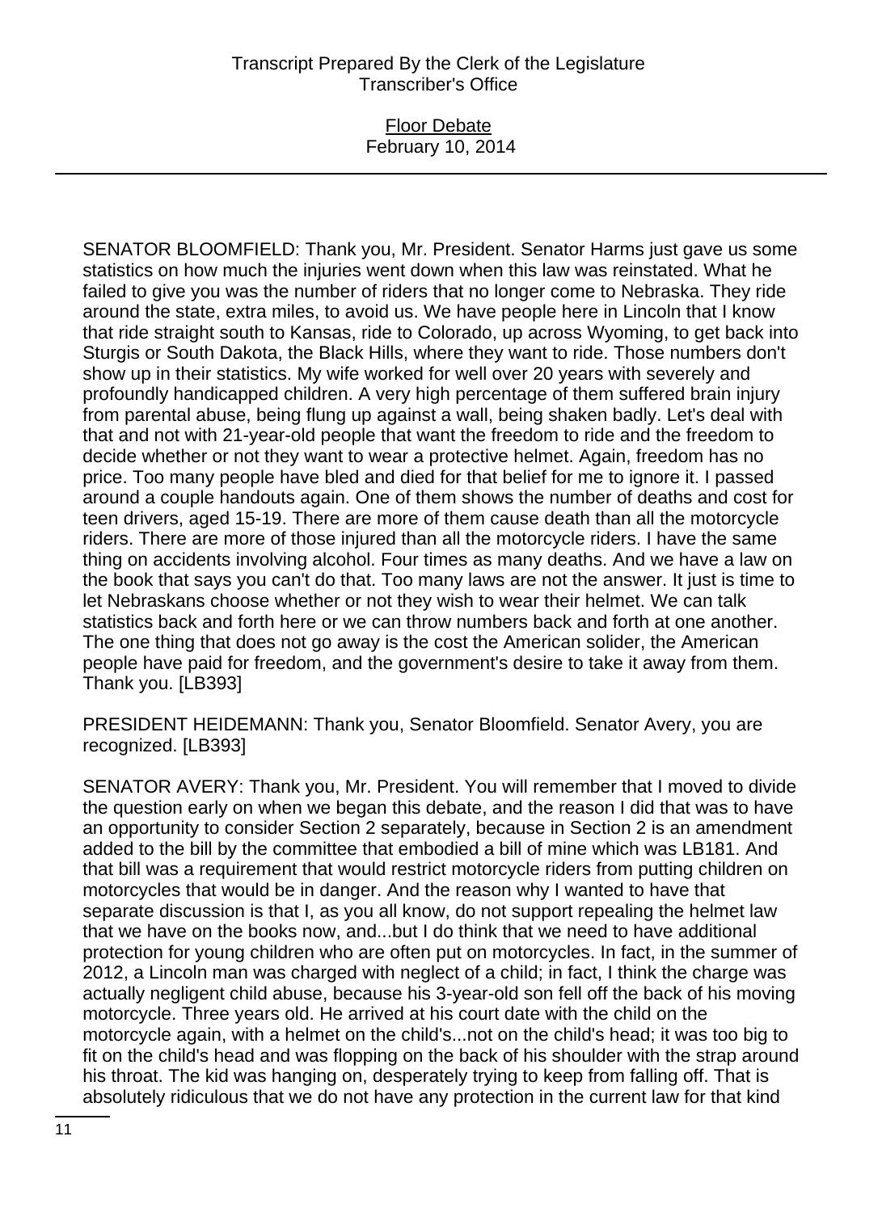SENATOR BLOOMFIELD: Thank you, Mr. President. Senator Harms just gave us some statistics on how much the injuries went down when this law was reinstated. What he failed to give you was the number of riders that no longer come to Nebraska. They ride around the state, extra miles, to avoid us. We have people here in Lincoln that I know that ride straight south to Kansas, ride to Colorado, up across Wyoming, to get back into Sturgis or South Dakota, the Black Hills, where they want to ride. Those numbers don't show up in their statistics. My wife worked for well over 20 years with severely and profoundly handicapped children. A very high percentage of them suffered brain injury from parental abuse, being flung up against a wall, being shaken badly. Let's deal with that and not with 21-year-old people that want the freedom to ride and the freedom to decide whether or not they want to wear a protective helmet. Again, freedom has no price. Too many people have bled and died for that belief for me to ignore it. I passed around a couple handouts again. One of them shows the number of deaths and cost for teen drivers, aged 15-19. There are more of them cause death than all the motorcycle riders. There are more of those injured than all the motorcycle riders. I have the same thing on accidents involving alcohol. Four times as many deaths. And we have a law on the book that says you can't do that. Too many laws are not the answer. It just is time to let Nebraskans choose whether or not they wish to wear their helmet. We can talk statistics back and forth here or we can throw numbers back and forth at one another. The one thing that does not go away is the cost the American solider, the American people have paid for freedom, and the government's desire to take it away from them. Thank you. [LB393]

PRESIDENT HEIDEMANN: Thank you, Senator Bloomfield. Senator Avery, you are recognized. [LB393]

SENATOR AVERY: Thank you, Mr. President. You will remember that I moved to divide the question early on when we began this debate, and the reason I did that was to have an opportunity to consider Section 2 separately, because in Section 2 is an amendment added to the bill by the committee that embodied a bill of mine which was LB181. And that bill was a requirement that would restrict motorcycle riders from putting children on motorcycles that would be in danger. And the reason why I wanted to have that separate discussion is that I, as you all know, do not support repealing the helmet law that we have on the books now, and...but I do think that we need to have additional protection for young children who are often put on motorcycles. In fact, in the summer of 2012, a Lincoln man was charged with neglect of a child; in fact, I think the charge was actually negligent child abuse, because his 3-year-old son fell off the back of his moving motorcycle. Three years old. He arrived at his court date with the child on the motorcycle again, with a helmet on the child's...not on the child's head; it was too big to fit on the child's head and was flopping on the back of his shoulder with the strap around his throat. The kid was hanging on, desperately trying to keep from falling off. That is absolutely ridiculous that we do not have any protection in the current law for that kind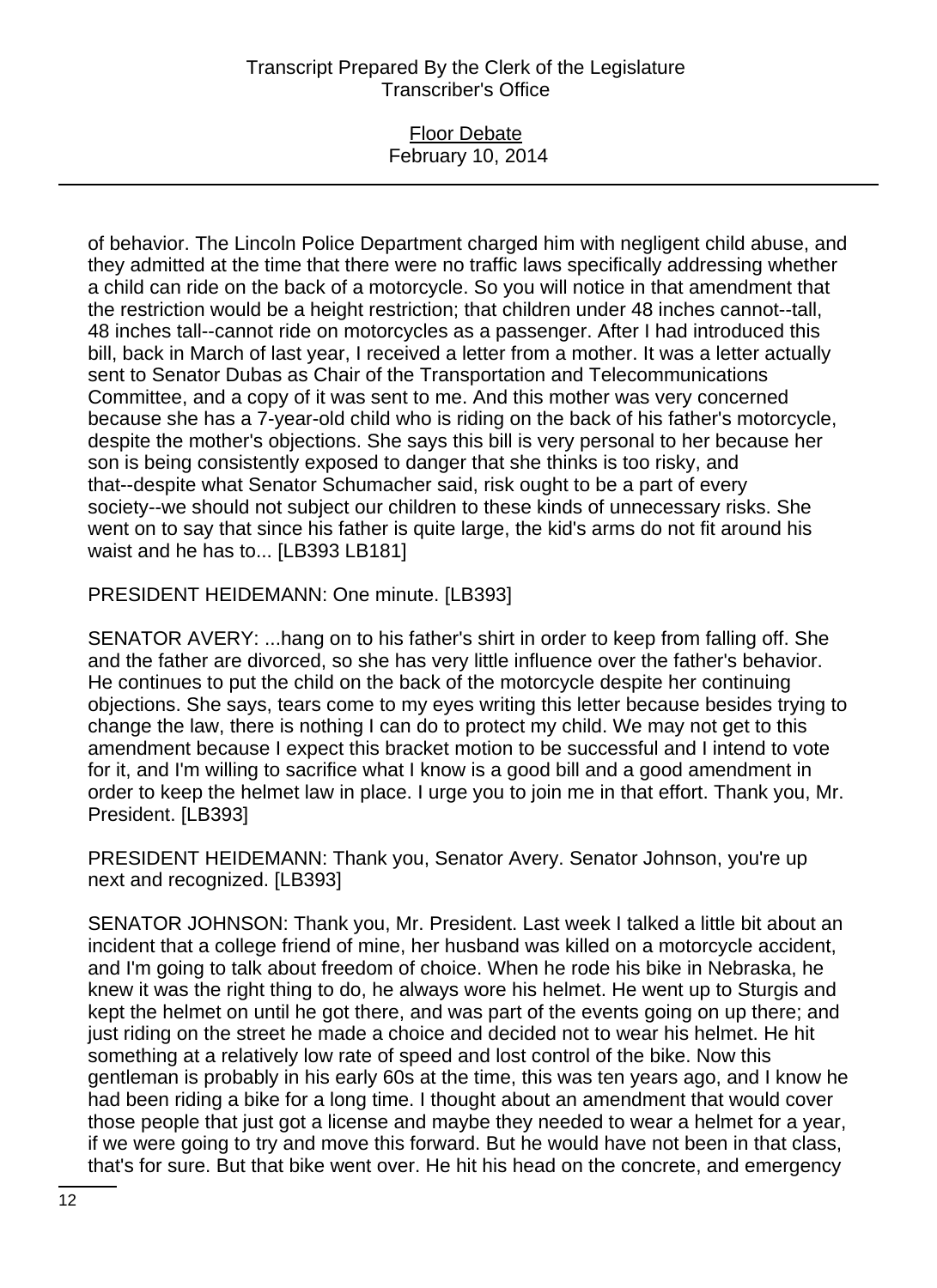of behavior. The Lincoln Police Department charged him with negligent child abuse, and they admitted at the time that there were no traffic laws specifically addressing whether a child can ride on the back of a motorcycle. So you will notice in that amendment that the restriction would be a height restriction; that children under 48 inches cannot--tall, 48 inches tall--cannot ride on motorcycles as a passenger. After I had introduced this bill, back in March of last year, I received a letter from a mother. It was a letter actually sent to Senator Dubas as Chair of the Transportation and Telecommunications Committee, and a copy of it was sent to me. And this mother was very concerned because she has a 7-year-old child who is riding on the back of his father's motorcycle, despite the mother's objections. She says this bill is very personal to her because her son is being consistently exposed to danger that she thinks is too risky, and that--despite what Senator Schumacher said, risk ought to be a part of every society--we should not subject our children to these kinds of unnecessary risks. She went on to say that since his father is quite large, the kid's arms do not fit around his waist and he has to... [LB393 LB181]

PRESIDENT HEIDEMANN: One minute. [LB393]

SENATOR AVERY: ...hang on to his father's shirt in order to keep from falling off. She and the father are divorced, so she has very little influence over the father's behavior. He continues to put the child on the back of the motorcycle despite her continuing objections. She says, tears come to my eyes writing this letter because besides trying to change the law, there is nothing I can do to protect my child. We may not get to this amendment because I expect this bracket motion to be successful and I intend to vote for it, and I'm willing to sacrifice what I know is a good bill and a good amendment in order to keep the helmet law in place. I urge you to join me in that effort. Thank you, Mr. President. [LB393]

PRESIDENT HEIDEMANN: Thank you, Senator Avery. Senator Johnson, you're up next and recognized. [LB393]

SENATOR JOHNSON: Thank you, Mr. President. Last week I talked a little bit about an incident that a college friend of mine, her husband was killed on a motorcycle accident, and I'm going to talk about freedom of choice. When he rode his bike in Nebraska, he knew it was the right thing to do, he always wore his helmet. He went up to Sturgis and kept the helmet on until he got there, and was part of the events going on up there; and just riding on the street he made a choice and decided not to wear his helmet. He hit something at a relatively low rate of speed and lost control of the bike. Now this gentleman is probably in his early 60s at the time, this was ten years ago, and I know he had been riding a bike for a long time. I thought about an amendment that would cover those people that just got a license and maybe they needed to wear a helmet for a year, if we were going to try and move this forward. But he would have not been in that class, that's for sure. But that bike went over. He hit his head on the concrete, and emergency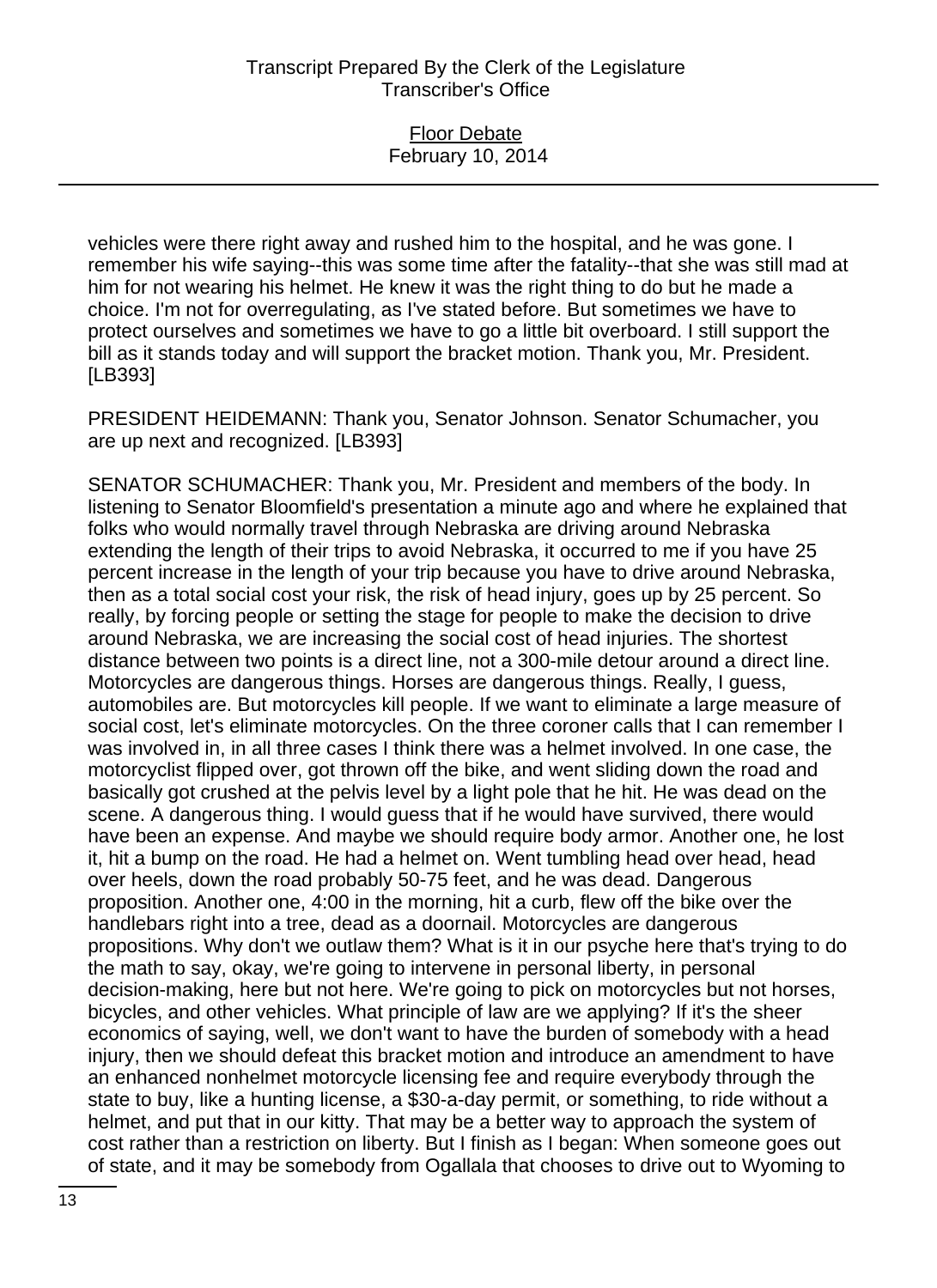vehicles were there right away and rushed him to the hospital, and he was gone. I remember his wife saying--this was some time after the fatality--that she was still mad at him for not wearing his helmet. He knew it was the right thing to do but he made a choice. I'm not for overregulating, as I've stated before. But sometimes we have to protect ourselves and sometimes we have to go a little bit overboard. I still support the bill as it stands today and will support the bracket motion. Thank you, Mr. President. [LB393]

PRESIDENT HEIDEMANN: Thank you, Senator Johnson. Senator Schumacher, you are up next and recognized. [LB393]

SENATOR SCHUMACHER: Thank you, Mr. President and members of the body. In listening to Senator Bloomfield's presentation a minute ago and where he explained that folks who would normally travel through Nebraska are driving around Nebraska extending the length of their trips to avoid Nebraska, it occurred to me if you have 25 percent increase in the length of your trip because you have to drive around Nebraska, then as a total social cost your risk, the risk of head injury, goes up by 25 percent. So really, by forcing people or setting the stage for people to make the decision to drive around Nebraska, we are increasing the social cost of head injuries. The shortest distance between two points is a direct line, not a 300-mile detour around a direct line. Motorcycles are dangerous things. Horses are dangerous things. Really, I guess, automobiles are. But motorcycles kill people. If we want to eliminate a large measure of social cost, let's eliminate motorcycles. On the three coroner calls that I can remember I was involved in, in all three cases I think there was a helmet involved. In one case, the motorcyclist flipped over, got thrown off the bike, and went sliding down the road and basically got crushed at the pelvis level by a light pole that he hit. He was dead on the scene. A dangerous thing. I would guess that if he would have survived, there would have been an expense. And maybe we should require body armor. Another one, he lost it, hit a bump on the road. He had a helmet on. Went tumbling head over head, head over heels, down the road probably 50-75 feet, and he was dead. Dangerous proposition. Another one, 4:00 in the morning, hit a curb, flew off the bike over the handlebars right into a tree, dead as a doornail. Motorcycles are dangerous propositions. Why don't we outlaw them? What is it in our psyche here that's trying to do the math to say, okay, we're going to intervene in personal liberty, in personal decision-making, here but not here. We're going to pick on motorcycles but not horses, bicycles, and other vehicles. What principle of law are we applying? If it's the sheer economics of saying, well, we don't want to have the burden of somebody with a head injury, then we should defeat this bracket motion and introduce an amendment to have an enhanced nonhelmet motorcycle licensing fee and require everybody through the state to buy, like a hunting license, a $30-a-day permit, or something, to ride without a helmet, and put that in our kitty. That may be a better way to approach the system of cost rather than a restriction on liberty. But I finish as I began: When someone goes out of state, and it may be somebody from Ogallala that chooses to drive out to Wyoming to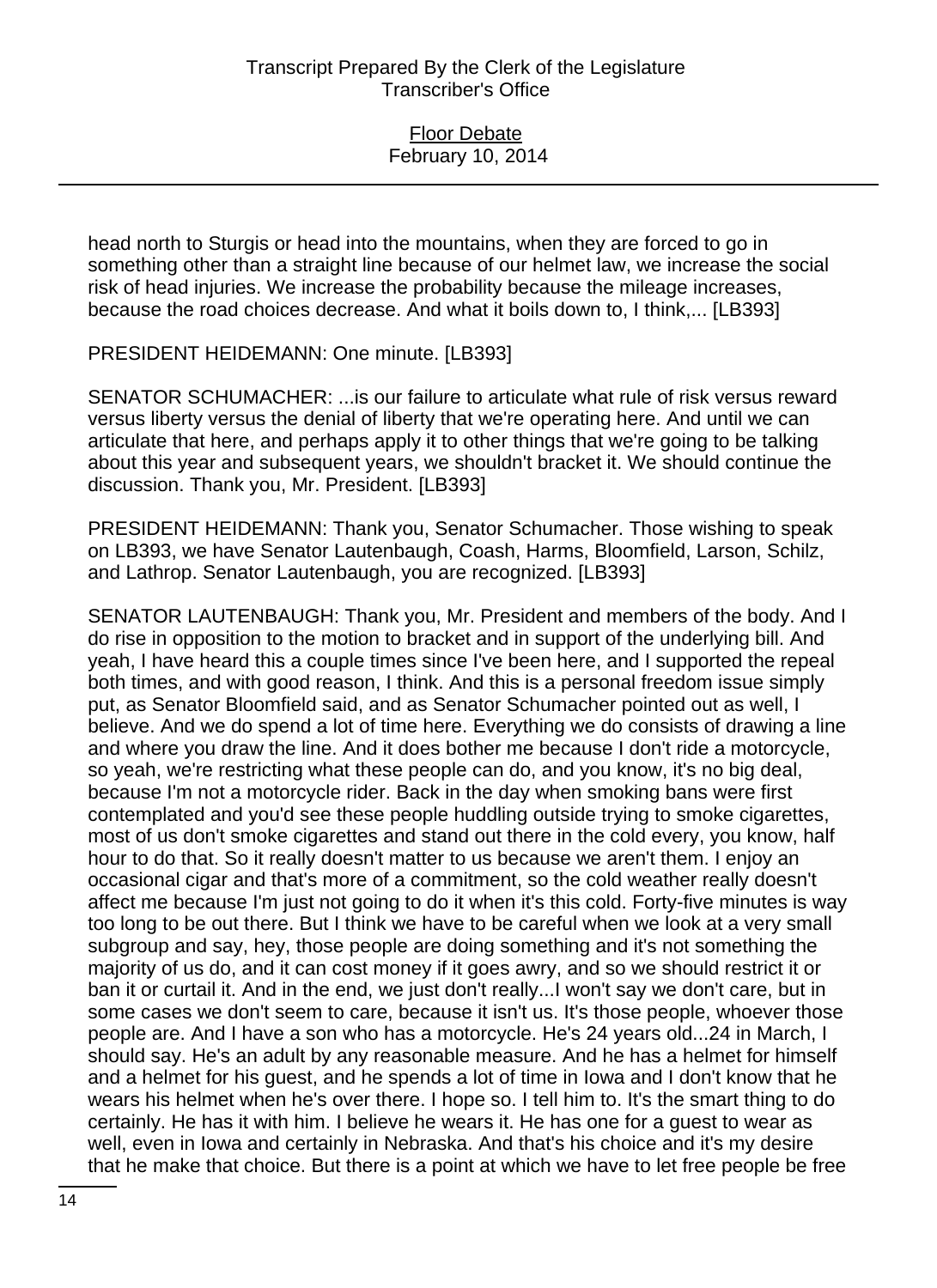head north to Sturgis or head into the mountains, when they are forced to go in something other than a straight line because of our helmet law, we increase the social risk of head injuries. We increase the probability because the mileage increases, because the road choices decrease. And what it boils down to, I think,... [LB393]

PRESIDENT HEIDEMANN: One minute. [LB393]

SENATOR SCHUMACHER: ...is our failure to articulate what rule of risk versus reward versus liberty versus the denial of liberty that we're operating here. And until we can articulate that here, and perhaps apply it to other things that we're going to be talking about this year and subsequent years, we shouldn't bracket it. We should continue the discussion. Thank you, Mr. President. [LB393]

PRESIDENT HEIDEMANN: Thank you, Senator Schumacher. Those wishing to speak on LB393, we have Senator Lautenbaugh, Coash, Harms, Bloomfield, Larson, Schilz, and Lathrop. Senator Lautenbaugh, you are recognized. [LB393]

SENATOR LAUTENBAUGH: Thank you, Mr. President and members of the body. And I do rise in opposition to the motion to bracket and in support of the underlying bill. And yeah, I have heard this a couple times since I've been here, and I supported the repeal both times, and with good reason, I think. And this is a personal freedom issue simply put, as Senator Bloomfield said, and as Senator Schumacher pointed out as well, I believe. And we do spend a lot of time here. Everything we do consists of drawing a line and where you draw the line. And it does bother me because I don't ride a motorcycle, so yeah, we're restricting what these people can do, and you know, it's no big deal, because I'm not a motorcycle rider. Back in the day when smoking bans were first contemplated and you'd see these people huddling outside trying to smoke cigarettes, most of us don't smoke cigarettes and stand out there in the cold every, you know, half hour to do that. So it really doesn't matter to us because we aren't them. I enjoy an occasional cigar and that's more of a commitment, so the cold weather really doesn't affect me because I'm just not going to do it when it's this cold. Forty-five minutes is way too long to be out there. But I think we have to be careful when we look at a very small subgroup and say, hey, those people are doing something and it's not something the majority of us do, and it can cost money if it goes awry, and so we should restrict it or ban it or curtail it. And in the end, we just don't really...I won't say we don't care, but in some cases we don't seem to care, because it isn't us. It's those people, whoever those people are. And I have a son who has a motorcycle. He's 24 years old...24 in March, I should say. He's an adult by any reasonable measure. And he has a helmet for himself and a helmet for his guest, and he spends a lot of time in Iowa and I don't know that he wears his helmet when he's over there. I hope so. I tell him to. It's the smart thing to do certainly. He has it with him. I believe he wears it. He has one for a guest to wear as well, even in Iowa and certainly in Nebraska. And that's his choice and it's my desire that he make that choice. But there is a point at which we have to let free people be free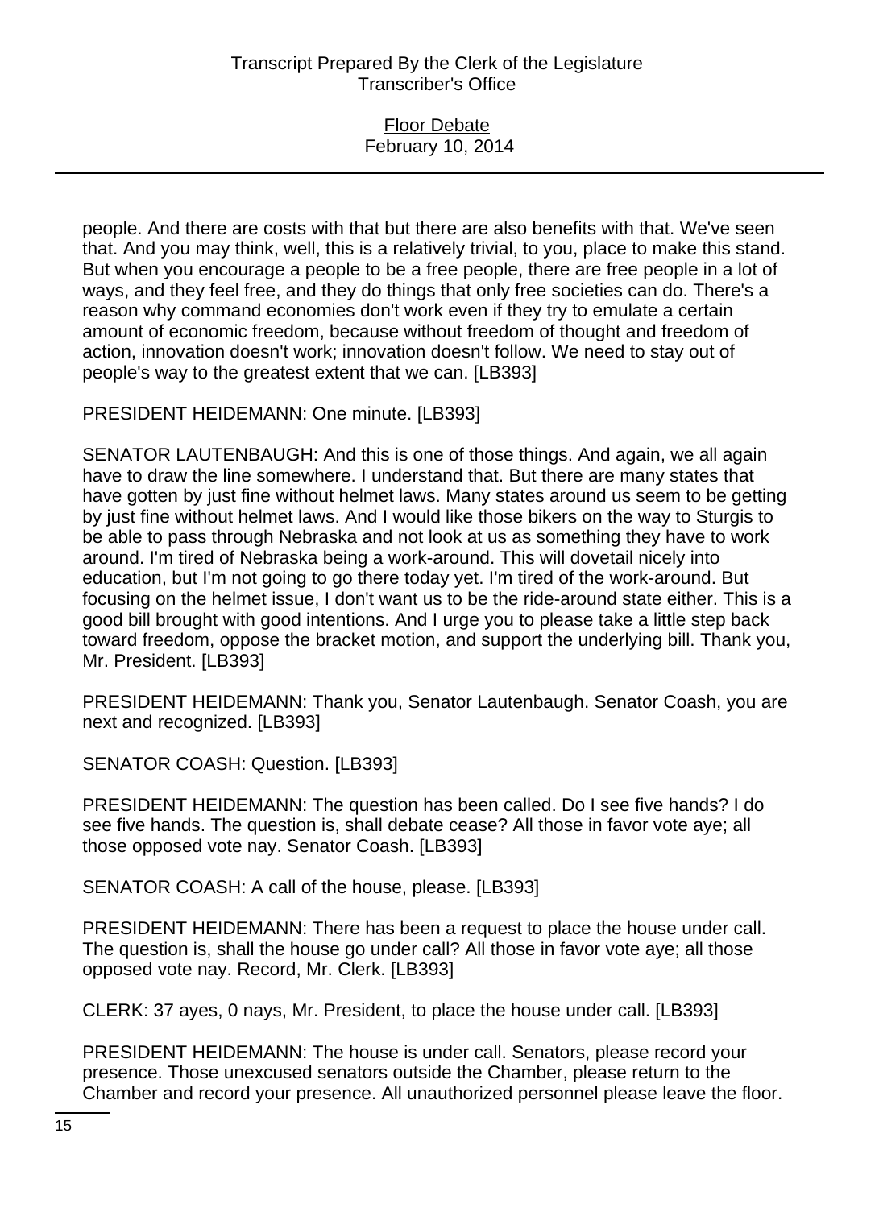people. And there are costs with that but there are also benefits with that. We've seen that. And you may think, well, this is a relatively trivial, to you, place to make this stand. But when you encourage a people to be a free people, there are free people in a lot of ways, and they feel free, and they do things that only free societies can do. There's a reason why command economies don't work even if they try to emulate a certain amount of economic freedom, because without freedom of thought and freedom of action, innovation doesn't work; innovation doesn't follow. We need to stay out of people's way to the greatest extent that we can. [LB393]

PRESIDENT HEIDEMANN: One minute. [LB393]

SENATOR LAUTENBAUGH: And this is one of those things. And again, we all again have to draw the line somewhere. I understand that. But there are many states that have gotten by just fine without helmet laws. Many states around us seem to be getting by just fine without helmet laws. And I would like those bikers on the way to Sturgis to be able to pass through Nebraska and not look at us as something they have to work around. I'm tired of Nebraska being a work-around. This will dovetail nicely into education, but I'm not going to go there today yet. I'm tired of the work-around. But focusing on the helmet issue, I don't want us to be the ride-around state either. This is a good bill brought with good intentions. And I urge you to please take a little step back toward freedom, oppose the bracket motion, and support the underlying bill. Thank you, Mr. President. [LB393]

PRESIDENT HEIDEMANN: Thank you, Senator Lautenbaugh. Senator Coash, you are next and recognized. [LB393]

SENATOR COASH: Question. [LB393]

PRESIDENT HEIDEMANN: The question has been called. Do I see five hands? I do see five hands. The question is, shall debate cease? All those in favor vote aye; all those opposed vote nay. Senator Coash. [LB393]

SENATOR COASH: A call of the house, please. [LB393]

PRESIDENT HEIDEMANN: There has been a request to place the house under call. The question is, shall the house go under call? All those in favor vote aye; all those opposed vote nay. Record, Mr. Clerk. [LB393]

CLERK: 37 ayes, 0 nays, Mr. President, to place the house under call. [LB393]

PRESIDENT HEIDEMANN: The house is under call. Senators, please record your presence. Those unexcused senators outside the Chamber, please return to the Chamber and record your presence. All unauthorized personnel please leave the floor.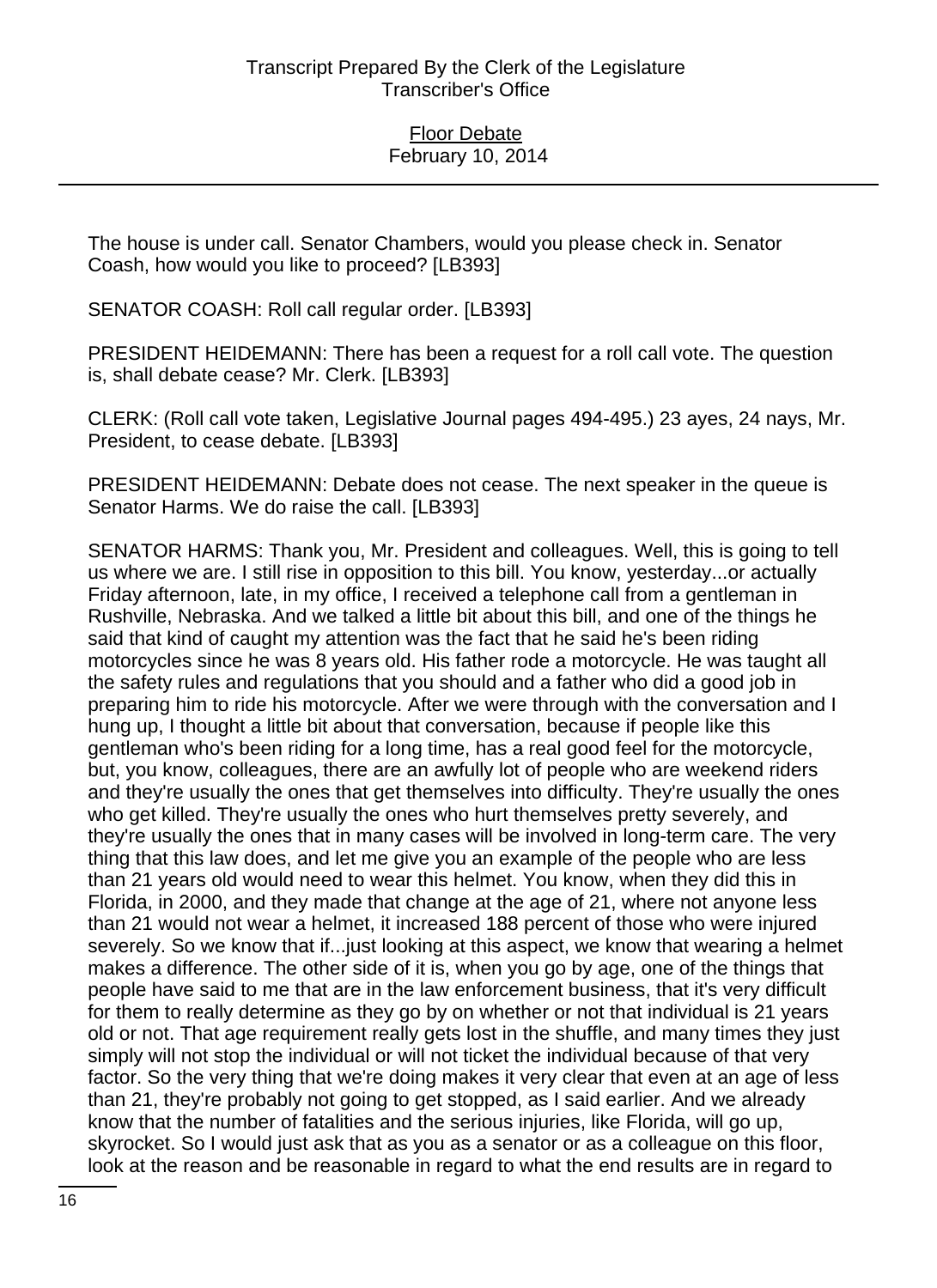The house is under call. Senator Chambers, would you please check in. Senator Coash, how would you like to proceed? [LB393]

SENATOR COASH: Roll call regular order. [LB393]

PRESIDENT HEIDEMANN: There has been a request for a roll call vote. The question is, shall debate cease? Mr. Clerk. [LB393]

CLERK: (Roll call vote taken, Legislative Journal pages 494-495.) 23 ayes, 24 nays, Mr. President, to cease debate. [LB393]

PRESIDENT HEIDEMANN: Debate does not cease. The next speaker in the queue is Senator Harms. We do raise the call. [LB393]

SENATOR HARMS: Thank you, Mr. President and colleagues. Well, this is going to tell us where we are. I still rise in opposition to this bill. You know, yesterday...or actually Friday afternoon, late, in my office, I received a telephone call from a gentleman in Rushville, Nebraska. And we talked a little bit about this bill, and one of the things he said that kind of caught my attention was the fact that he said he's been riding motorcycles since he was 8 years old. His father rode a motorcycle. He was taught all the safety rules and regulations that you should and a father who did a good job in preparing him to ride his motorcycle. After we were through with the conversation and I hung up, I thought a little bit about that conversation, because if people like this gentleman who's been riding for a long time, has a real good feel for the motorcycle, but, you know, colleagues, there are an awfully lot of people who are weekend riders and they're usually the ones that get themselves into difficulty. They're usually the ones who get killed. They're usually the ones who hurt themselves pretty severely, and they're usually the ones that in many cases will be involved in long-term care. The very thing that this law does, and let me give you an example of the people who are less than 21 years old would need to wear this helmet. You know, when they did this in Florida, in 2000, and they made that change at the age of 21, where not anyone less than 21 would not wear a helmet, it increased 188 percent of those who were injured severely. So we know that if...just looking at this aspect, we know that wearing a helmet makes a difference. The other side of it is, when you go by age, one of the things that people have said to me that are in the law enforcement business, that it's very difficult for them to really determine as they go by on whether or not that individual is 21 years old or not. That age requirement really gets lost in the shuffle, and many times they just simply will not stop the individual or will not ticket the individual because of that very factor. So the very thing that we're doing makes it very clear that even at an age of less than 21, they're probably not going to get stopped, as I said earlier. And we already know that the number of fatalities and the serious injuries, like Florida, will go up, skyrocket. So I would just ask that as you as a senator or as a colleague on this floor, look at the reason and be reasonable in regard to what the end results are in regard to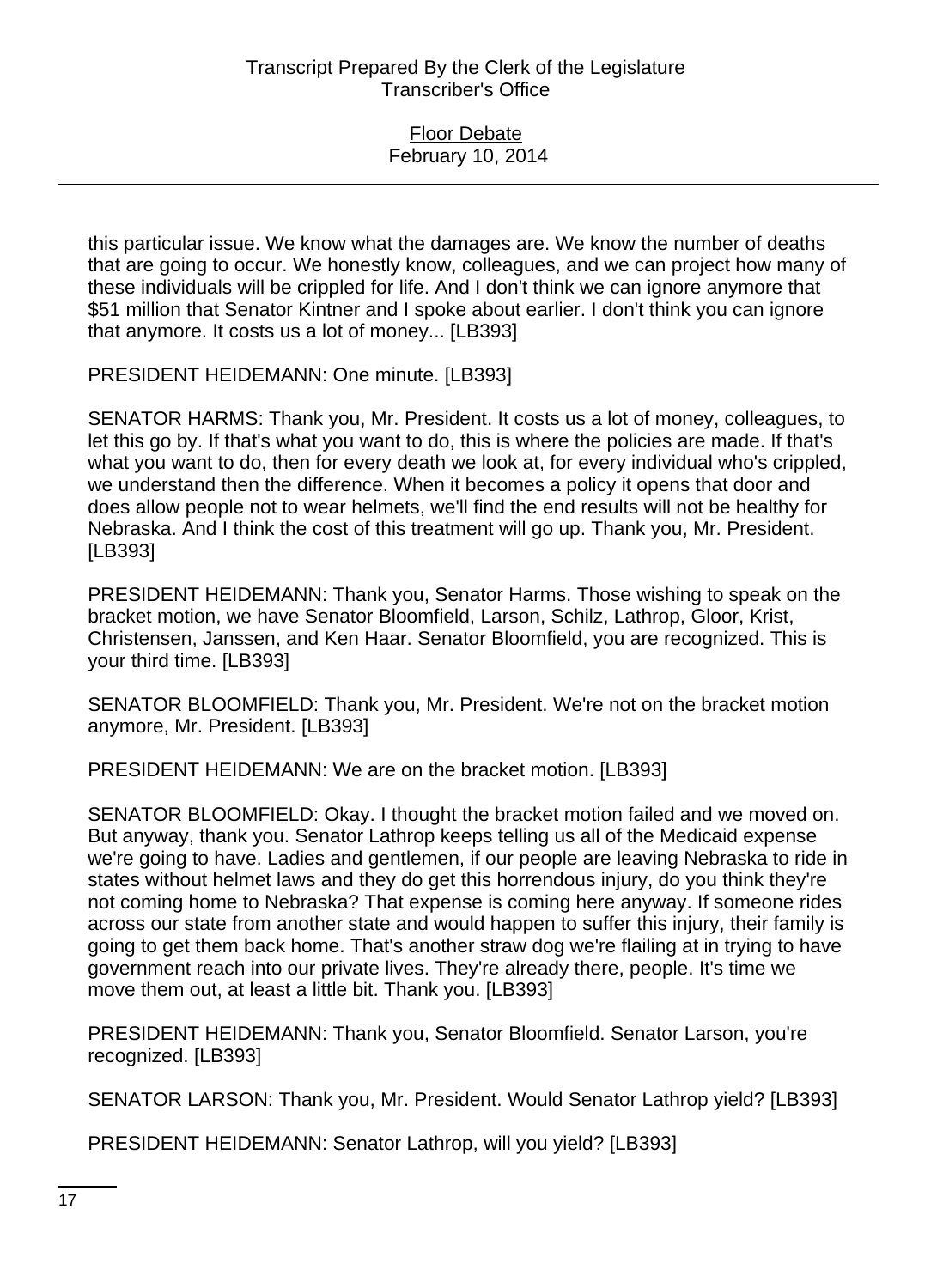this particular issue. We know what the damages are. We know the number of deaths that are going to occur. We honestly know, colleagues, and we can project how many of these individuals will be crippled for life. And I don't think we can ignore anymore that $51 million that Senator Kintner and I spoke about earlier. I don't think you can ignore that anymore. It costs us a lot of money... [LB393]

PRESIDENT HEIDEMANN: One minute. [LB393]

SENATOR HARMS: Thank you, Mr. President. It costs us a lot of money, colleagues, to let this go by. If that's what you want to do, this is where the policies are made. If that's what you want to do, then for every death we look at, for every individual who's crippled, we understand then the difference. When it becomes a policy it opens that door and does allow people not to wear helmets, we'll find the end results will not be healthy for Nebraska. And I think the cost of this treatment will go up. Thank you, Mr. President. [LB393]

PRESIDENT HEIDEMANN: Thank you, Senator Harms. Those wishing to speak on the bracket motion, we have Senator Bloomfield, Larson, Schilz, Lathrop, Gloor, Krist, Christensen, Janssen, and Ken Haar. Senator Bloomfield, you are recognized. This is your third time. [LB393]

SENATOR BLOOMFIELD: Thank you, Mr. President. We're not on the bracket motion anymore, Mr. President. [LB393]

PRESIDENT HEIDEMANN: We are on the bracket motion. [LB393]

SENATOR BLOOMFIELD: Okay. I thought the bracket motion failed and we moved on. But anyway, thank you. Senator Lathrop keeps telling us all of the Medicaid expense we're going to have. Ladies and gentlemen, if our people are leaving Nebraska to ride in states without helmet laws and they do get this horrendous injury, do you think they're not coming home to Nebraska? That expense is coming here anyway. If someone rides across our state from another state and would happen to suffer this injury, their family is going to get them back home. That's another straw dog we're flailing at in trying to have government reach into our private lives. They're already there, people. It's time we move them out, at least a little bit. Thank you. [LB393]

PRESIDENT HEIDEMANN: Thank you, Senator Bloomfield. Senator Larson, you're recognized. [LB393]

SENATOR LARSON: Thank you, Mr. President. Would Senator Lathrop yield? [LB393]

PRESIDENT HEIDEMANN: Senator Lathrop, will you yield? [LB393]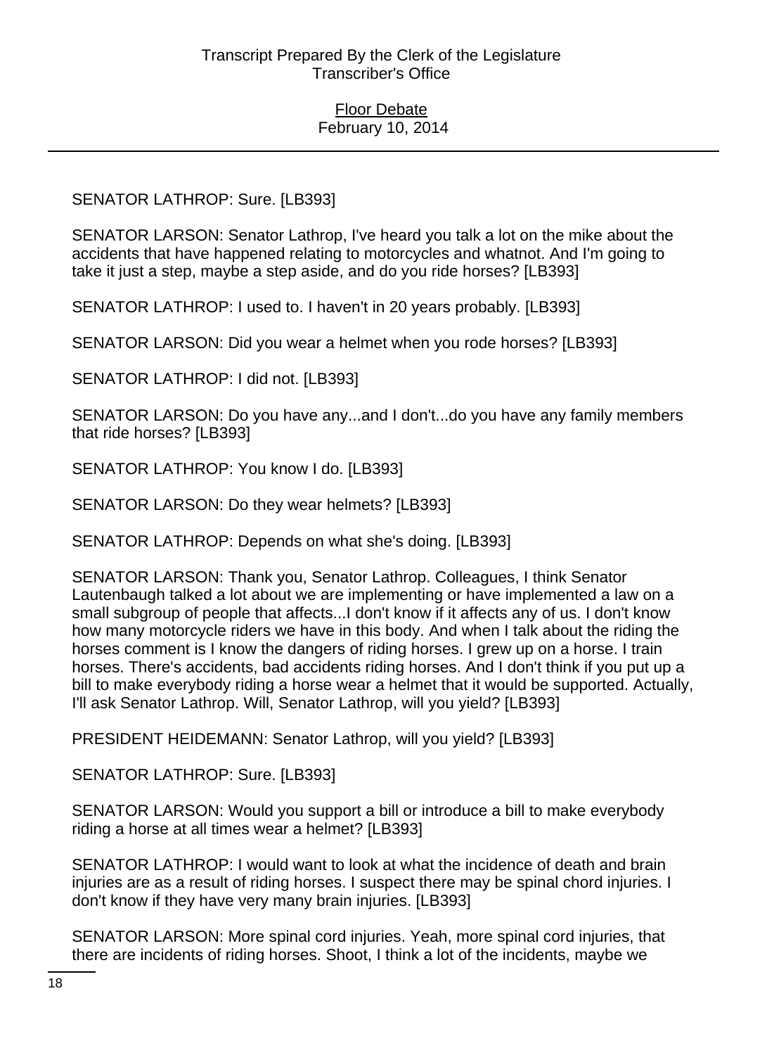SENATOR LATHROP: Sure. [LB393]

SENATOR LARSON: Senator Lathrop, I've heard you talk a lot on the mike about the accidents that have happened relating to motorcycles and whatnot. And I'm going to take it just a step, maybe a step aside, and do you ride horses? [LB393]

SENATOR LATHROP: I used to. I haven't in 20 years probably. [LB393]

SENATOR LARSON: Did you wear a helmet when you rode horses? [LB393]

SENATOR LATHROP: I did not. [LB393]

SENATOR LARSON: Do you have any...and I don't...do you have any family members that ride horses? [LB393]

SENATOR LATHROP: You know I do. [LB393]

SENATOR LARSON: Do they wear helmets? [LB393]

SENATOR LATHROP: Depends on what she's doing. [LB393]

SENATOR LARSON: Thank you, Senator Lathrop. Colleagues, I think Senator Lautenbaugh talked a lot about we are implementing or have implemented a law on a small subgroup of people that affects...I don't know if it affects any of us. I don't know how many motorcycle riders we have in this body. And when I talk about the riding the horses comment is I know the dangers of riding horses. I grew up on a horse. I train horses. There's accidents, bad accidents riding horses. And I don't think if you put up a bill to make everybody riding a horse wear a helmet that it would be supported. Actually, I'll ask Senator Lathrop. Will, Senator Lathrop, will you yield? [LB393]

PRESIDENT HEIDEMANN: Senator Lathrop, will you yield? [LB393]

SENATOR LATHROP: Sure. [LB393]

SENATOR LARSON: Would you support a bill or introduce a bill to make everybody riding a horse at all times wear a helmet? [LB393]

SENATOR LATHROP: I would want to look at what the incidence of death and brain injuries are as a result of riding horses. I suspect there may be spinal chord injuries. I don't know if they have very many brain injuries. [LB393]

SENATOR LARSON: More spinal cord injuries. Yeah, more spinal cord injuries, that there are incidents of riding horses. Shoot, I think a lot of the incidents, maybe we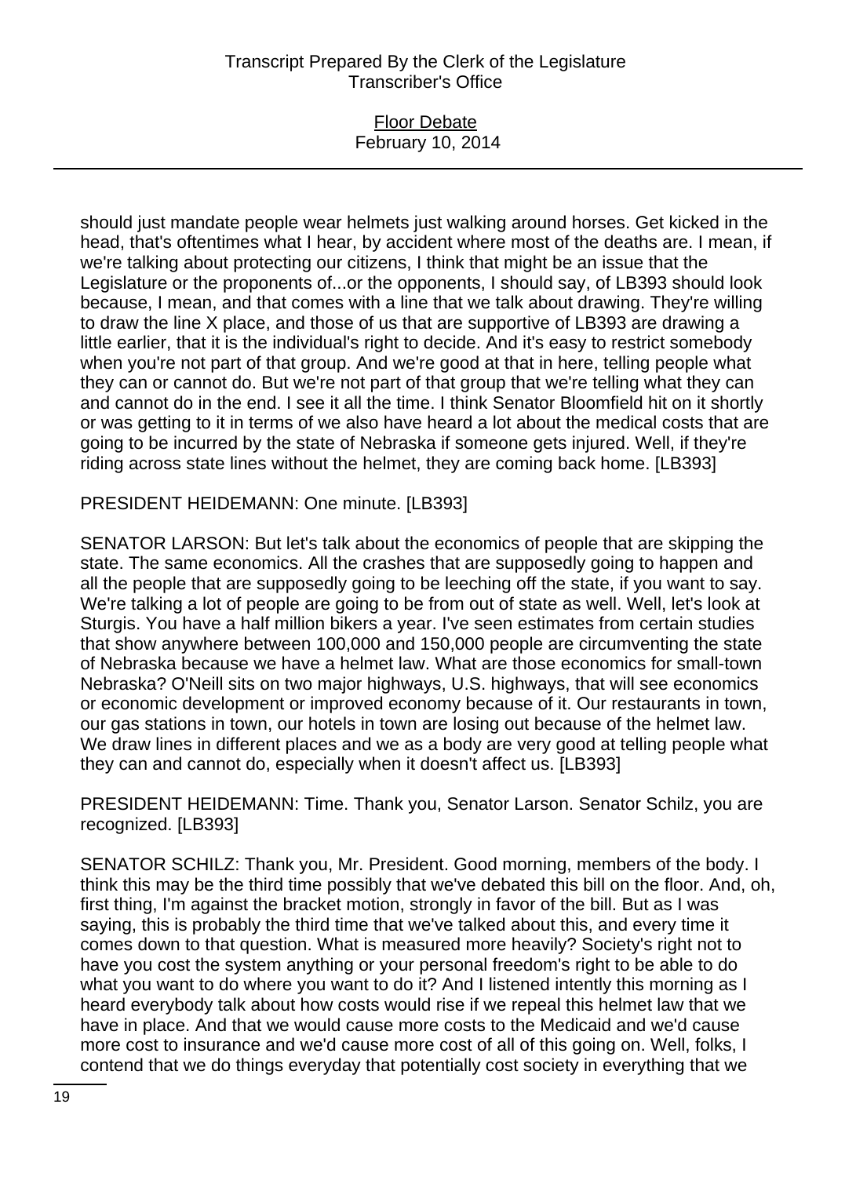should just mandate people wear helmets just walking around horses. Get kicked in the head, that's oftentimes what I hear, by accident where most of the deaths are. I mean, if we're talking about protecting our citizens, I think that might be an issue that the Legislature or the proponents of...or the opponents, I should say, of LB393 should look because, I mean, and that comes with a line that we talk about drawing. They're willing to draw the line X place, and those of us that are supportive of LB393 are drawing a little earlier, that it is the individual's right to decide. And it's easy to restrict somebody when you're not part of that group. And we're good at that in here, telling people what they can or cannot do. But we're not part of that group that we're telling what they can and cannot do in the end. I see it all the time. I think Senator Bloomfield hit on it shortly or was getting to it in terms of we also have heard a lot about the medical costs that are going to be incurred by the state of Nebraska if someone gets injured. Well, if they're riding across state lines without the helmet, they are coming back home. [LB393]

PRESIDENT HEIDEMANN: One minute. [LB393]

SENATOR LARSON: But let's talk about the economics of people that are skipping the state. The same economics. All the crashes that are supposedly going to happen and all the people that are supposedly going to be leeching off the state, if you want to say. We're talking a lot of people are going to be from out of state as well. Well, let's look at Sturgis. You have a half million bikers a year. I've seen estimates from certain studies that show anywhere between 100,000 and 150,000 people are circumventing the state of Nebraska because we have a helmet law. What are those economics for small-town Nebraska? O'Neill sits on two major highways, U.S. highways, that will see economics or economic development or improved economy because of it. Our restaurants in town, our gas stations in town, our hotels in town are losing out because of the helmet law. We draw lines in different places and we as a body are very good at telling people what they can and cannot do, especially when it doesn't affect us. [LB393]

PRESIDENT HEIDEMANN: Time. Thank you, Senator Larson. Senator Schilz, you are recognized. [LB393]

SENATOR SCHILZ: Thank you, Mr. President. Good morning, members of the body. I think this may be the third time possibly that we've debated this bill on the floor. And, oh, first thing, I'm against the bracket motion, strongly in favor of the bill. But as I was saying, this is probably the third time that we've talked about this, and every time it comes down to that question. What is measured more heavily? Society's right not to have you cost the system anything or your personal freedom's right to be able to do what you want to do where you want to do it? And I listened intently this morning as I heard everybody talk about how costs would rise if we repeal this helmet law that we have in place. And that we would cause more costs to the Medicaid and we'd cause more cost to insurance and we'd cause more cost of all of this going on. Well, folks, I contend that we do things everyday that potentially cost society in everything that we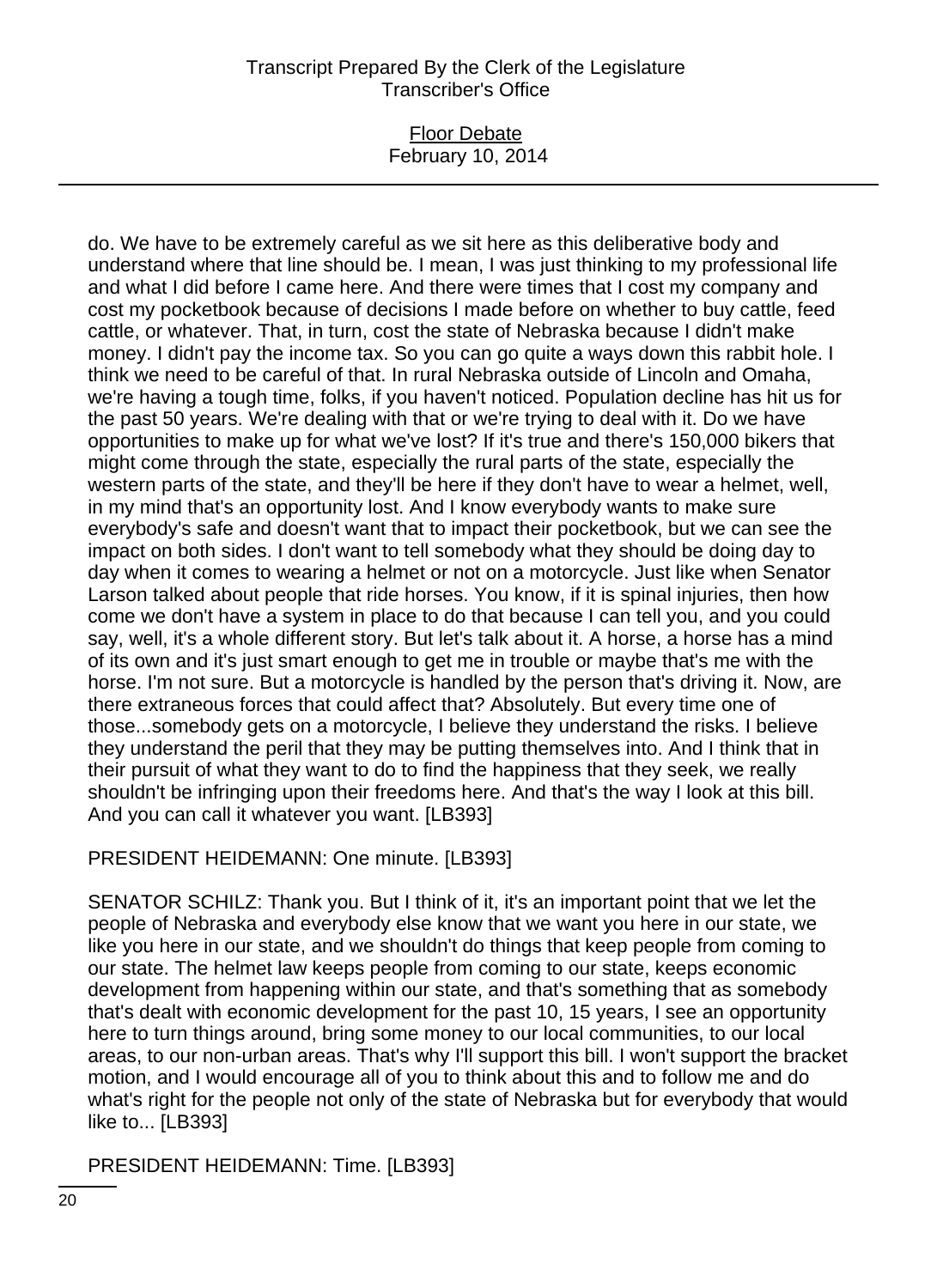do. We have to be extremely careful as we sit here as this deliberative body and understand where that line should be. I mean, I was just thinking to my professional life and what I did before I came here. And there were times that I cost my company and cost my pocketbook because of decisions I made before on whether to buy cattle, feed cattle, or whatever. That, in turn, cost the state of Nebraska because I didn't make money. I didn't pay the income tax. So you can go quite a ways down this rabbit hole. I think we need to be careful of that. In rural Nebraska outside of Lincoln and Omaha, we're having a tough time, folks, if you haven't noticed. Population decline has hit us for the past 50 years. We're dealing with that or we're trying to deal with it. Do we have opportunities to make up for what we've lost? If it's true and there's 150,000 bikers that might come through the state, especially the rural parts of the state, especially the western parts of the state, and they'll be here if they don't have to wear a helmet, well, in my mind that's an opportunity lost. And I know everybody wants to make sure everybody's safe and doesn't want that to impact their pocketbook, but we can see the impact on both sides. I don't want to tell somebody what they should be doing day to day when it comes to wearing a helmet or not on a motorcycle. Just like when Senator Larson talked about people that ride horses. You know, if it is spinal injuries, then how come we don't have a system in place to do that because I can tell you, and you could say, well, it's a whole different story. But let's talk about it. A horse, a horse has a mind of its own and it's just smart enough to get me in trouble or maybe that's me with the horse. I'm not sure. But a motorcycle is handled by the person that's driving it. Now, are there extraneous forces that could affect that? Absolutely. But every time one of those...somebody gets on a motorcycle, I believe they understand the risks. I believe they understand the peril that they may be putting themselves into. And I think that in their pursuit of what they want to do to find the happiness that they seek, we really shouldn't be infringing upon their freedoms here. And that's the way I look at this bill. And you can call it whatever you want. [LB393]

PRESIDENT HEIDEMANN: One minute. [LB393]

SENATOR SCHILZ: Thank you. But I think of it, it's an important point that we let the people of Nebraska and everybody else know that we want you here in our state, we like you here in our state, and we shouldn't do things that keep people from coming to our state. The helmet law keeps people from coming to our state, keeps economic development from happening within our state, and that's something that as somebody that's dealt with economic development for the past 10, 15 years, I see an opportunity here to turn things around, bring some money to our local communities, to our local areas, to our non-urban areas. That's why I'll support this bill. I won't support the bracket motion, and I would encourage all of you to think about this and to follow me and do what's right for the people not only of the state of Nebraska but for everybody that would like to... [LB393]

PRESIDENT HEIDEMANN: Time. [LB393]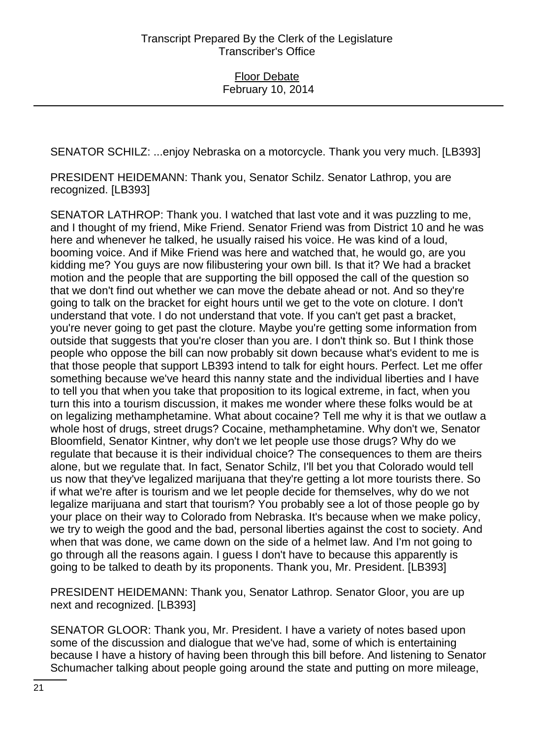SENATOR SCHILZ: ...enjoy Nebraska on a motorcycle. Thank you very much. [LB393]

PRESIDENT HEIDEMANN: Thank you, Senator Schilz. Senator Lathrop, you are recognized. [LB393]

SENATOR LATHROP: Thank you. I watched that last vote and it was puzzling to me, and I thought of my friend, Mike Friend. Senator Friend was from District 10 and he was here and whenever he talked, he usually raised his voice. He was kind of a loud, booming voice. And if Mike Friend was here and watched that, he would go, are you kidding me? You guys are now filibustering your own bill. Is that it? We had a bracket motion and the people that are supporting the bill opposed the call of the question so that we don't find out whether we can move the debate ahead or not. And so they're going to talk on the bracket for eight hours until we get to the vote on cloture. I don't understand that vote. I do not understand that vote. If you can't get past a bracket, you're never going to get past the cloture. Maybe you're getting some information from outside that suggests that you're closer than you are. I don't think so. But I think those people who oppose the bill can now probably sit down because what's evident to me is that those people that support LB393 intend to talk for eight hours. Perfect. Let me offer something because we've heard this nanny state and the individual liberties and I have to tell you that when you take that proposition to its logical extreme, in fact, when you turn this into a tourism discussion, it makes me wonder where these folks would be at on legalizing methamphetamine. What about cocaine? Tell me why it is that we outlaw a whole host of drugs, street drugs? Cocaine, methamphetamine. Why don't we, Senator Bloomfield, Senator Kintner, why don't we let people use those drugs? Why do we regulate that because it is their individual choice? The consequences to them are theirs alone, but we regulate that. In fact, Senator Schilz, I'll bet you that Colorado would tell us now that they've legalized marijuana that they're getting a lot more tourists there. So if what we're after is tourism and we let people decide for themselves, why do we not legalize marijuana and start that tourism? You probably see a lot of those people go by your place on their way to Colorado from Nebraska. It's because when we make policy, we try to weigh the good and the bad, personal liberties against the cost to society. And when that was done, we came down on the side of a helmet law. And I'm not going to go through all the reasons again. I guess I don't have to because this apparently is going to be talked to death by its proponents. Thank you, Mr. President. [LB393]

PRESIDENT HEIDEMANN: Thank you, Senator Lathrop. Senator Gloor, you are up next and recognized. [LB393]

SENATOR GLOOR: Thank you, Mr. President. I have a variety of notes based upon some of the discussion and dialogue that we've had, some of which is entertaining because I have a history of having been through this bill before. And listening to Senator Schumacher talking about people going around the state and putting on more mileage,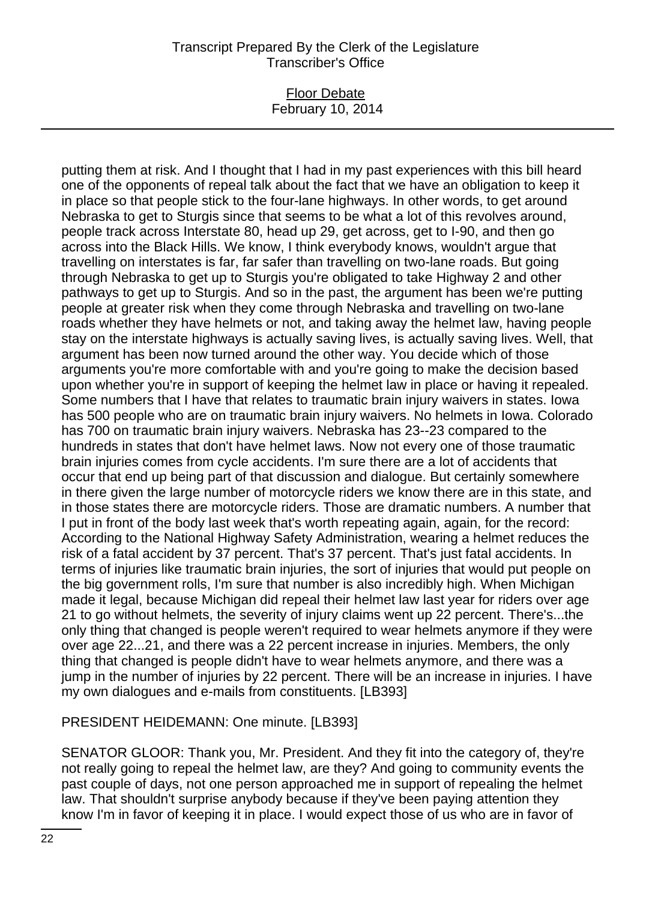putting them at risk. And I thought that I had in my past experiences with this bill heard one of the opponents of repeal talk about the fact that we have an obligation to keep it in place so that people stick to the four-lane highways. In other words, to get around Nebraska to get to Sturgis since that seems to be what a lot of this revolves around, people track across Interstate 80, head up 29, get across, get to I-90, and then go across into the Black Hills. We know, I think everybody knows, wouldn't argue that travelling on interstates is far, far safer than travelling on two-lane roads. But going through Nebraska to get up to Sturgis you're obligated to take Highway 2 and other pathways to get up to Sturgis. And so in the past, the argument has been we're putting people at greater risk when they come through Nebraska and travelling on two-lane roads whether they have helmets or not, and taking away the helmet law, having people stay on the interstate highways is actually saving lives, is actually saving lives. Well, that argument has been now turned around the other way. You decide which of those arguments you're more comfortable with and you're going to make the decision based upon whether you're in support of keeping the helmet law in place or having it repealed. Some numbers that I have that relates to traumatic brain injury waivers in states. Iowa has 500 people who are on traumatic brain injury waivers. No helmets in Iowa. Colorado has 700 on traumatic brain injury waivers. Nebraska has 23--23 compared to the hundreds in states that don't have helmet laws. Now not every one of those traumatic brain injuries comes from cycle accidents. I'm sure there are a lot of accidents that occur that end up being part of that discussion and dialogue. But certainly somewhere in there given the large number of motorcycle riders we know there are in this state, and in those states there are motorcycle riders. Those are dramatic numbers. A number that I put in front of the body last week that's worth repeating again, again, for the record: According to the National Highway Safety Administration, wearing a helmet reduces the risk of a fatal accident by 37 percent. That's 37 percent. That's just fatal accidents. In terms of injuries like traumatic brain injuries, the sort of injuries that would put people on the big government rolls, I'm sure that number is also incredibly high. When Michigan made it legal, because Michigan did repeal their helmet law last year for riders over age 21 to go without helmets, the severity of injury claims went up 22 percent. There's...the only thing that changed is people weren't required to wear helmets anymore if they were over age 22...21, and there was a 22 percent increase in injuries. Members, the only thing that changed is people didn't have to wear helmets anymore, and there was a jump in the number of injuries by 22 percent. There will be an increase in injuries. I have my own dialogues and e-mails from constituents. [LB393]

PRESIDENT HEIDEMANN: One minute. [LB393]

SENATOR GLOOR: Thank you, Mr. President. And they fit into the category of, they're not really going to repeal the helmet law, are they? And going to community events the past couple of days, not one person approached me in support of repealing the helmet law. That shouldn't surprise anybody because if they've been paying attention they know I'm in favor of keeping it in place. I would expect those of us who are in favor of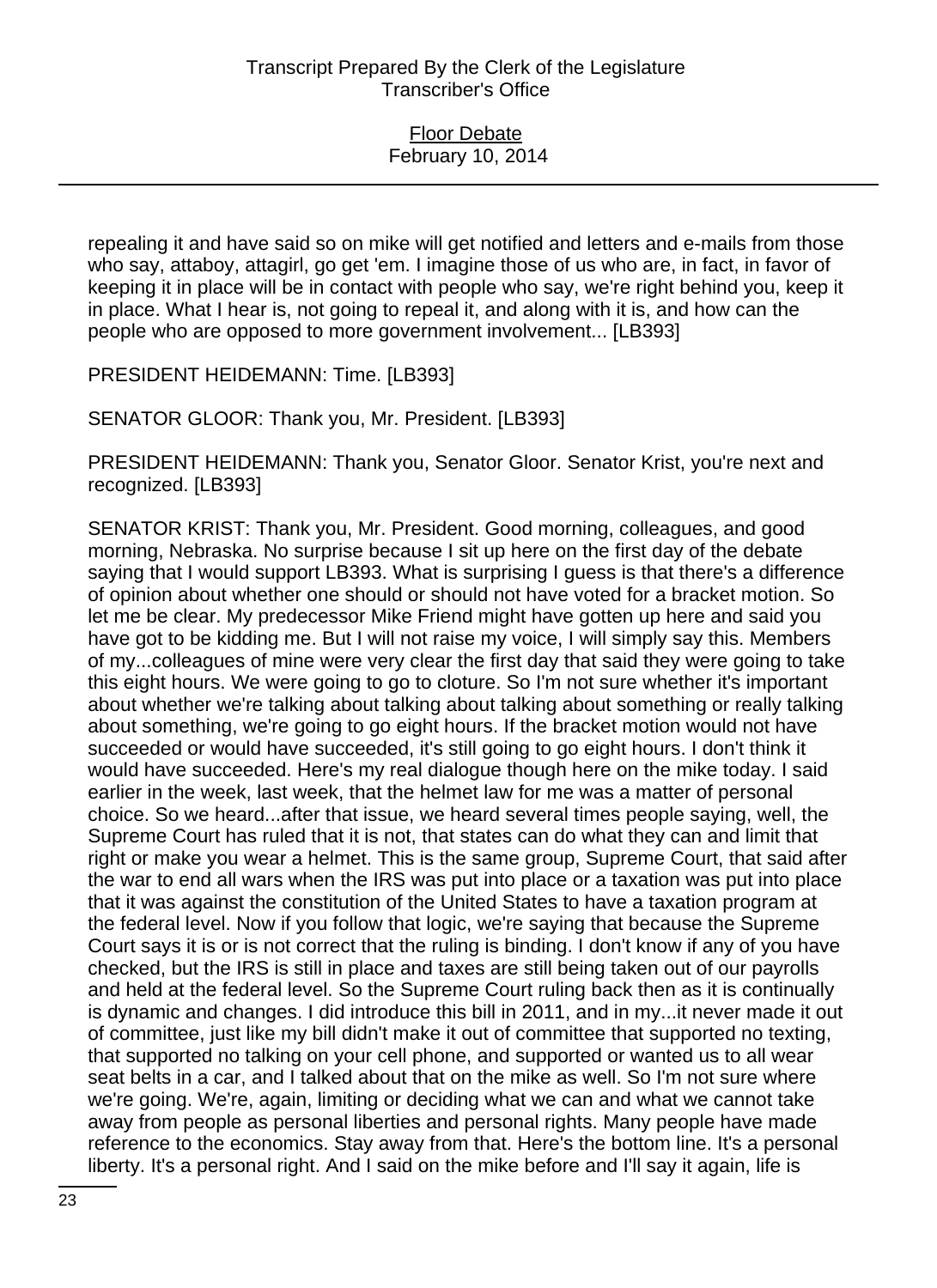repealing it and have said so on mike will get notified and letters and e-mails from those who say, attaboy, attagirl, go get 'em. I imagine those of us who are, in fact, in favor of keeping it in place will be in contact with people who say, we're right behind you, keep it in place. What I hear is, not going to repeal it, and along with it is, and how can the people who are opposed to more government involvement... [LB393]

PRESIDENT HEIDEMANN: Time. [LB393]

SENATOR GLOOR: Thank you, Mr. President. [LB393]

PRESIDENT HEIDEMANN: Thank you, Senator Gloor. Senator Krist, you're next and recognized. [LB393]

SENATOR KRIST: Thank you, Mr. President. Good morning, colleagues, and good morning, Nebraska. No surprise because I sit up here on the first day of the debate saying that I would support LB393. What is surprising I guess is that there's a difference of opinion about whether one should or should not have voted for a bracket motion. So let me be clear. My predecessor Mike Friend might have gotten up here and said you have got to be kidding me. But I will not raise my voice, I will simply say this. Members of my...colleagues of mine were very clear the first day that said they were going to take this eight hours. We were going to go to cloture. So I'm not sure whether it's important about whether we're talking about talking about talking about something or really talking about something, we're going to go eight hours. If the bracket motion would not have succeeded or would have succeeded, it's still going to go eight hours. I don't think it would have succeeded. Here's my real dialogue though here on the mike today. I said earlier in the week, last week, that the helmet law for me was a matter of personal choice. So we heard...after that issue, we heard several times people saying, well, the Supreme Court has ruled that it is not, that states can do what they can and limit that right or make you wear a helmet. This is the same group, Supreme Court, that said after the war to end all wars when the IRS was put into place or a taxation was put into place that it was against the constitution of the United States to have a taxation program at the federal level. Now if you follow that logic, we're saying that because the Supreme Court says it is or is not correct that the ruling is binding. I don't know if any of you have checked, but the IRS is still in place and taxes are still being taken out of our payrolls and held at the federal level. So the Supreme Court ruling back then as it is continually is dynamic and changes. I did introduce this bill in 2011, and in my...it never made it out of committee, just like my bill didn't make it out of committee that supported no texting, that supported no talking on your cell phone, and supported or wanted us to all wear seat belts in a car, and I talked about that on the mike as well. So I'm not sure where we're going. We're, again, limiting or deciding what we can and what we cannot take away from people as personal liberties and personal rights. Many people have made reference to the economics. Stay away from that. Here's the bottom line. It's a personal liberty. It's a personal right. And I said on the mike before and I'll say it again, life is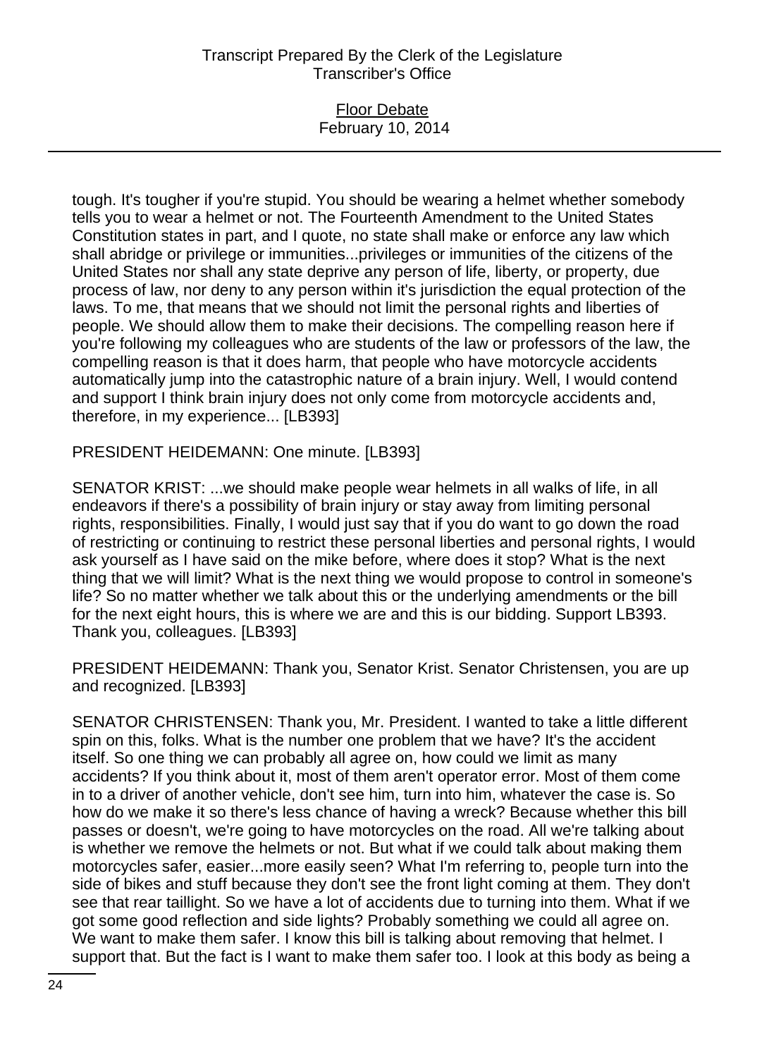tough. It's tougher if you're stupid. You should be wearing a helmet whether somebody tells you to wear a helmet or not. The Fourteenth Amendment to the United States Constitution states in part, and I quote, no state shall make or enforce any law which shall abridge or privilege or immunities...privileges or immunities of the citizens of the United States nor shall any state deprive any person of life, liberty, or property, due process of law, nor deny to any person within it's jurisdiction the equal protection of the laws. To me, that means that we should not limit the personal rights and liberties of people. We should allow them to make their decisions. The compelling reason here if you're following my colleagues who are students of the law or professors of the law, the compelling reason is that it does harm, that people who have motorcycle accidents automatically jump into the catastrophic nature of a brain injury. Well, I would contend and support I think brain injury does not only come from motorcycle accidents and, therefore, in my experience... [LB393]

PRESIDENT HEIDEMANN: One minute. [LB393]

SENATOR KRIST: ...we should make people wear helmets in all walks of life, in all endeavors if there's a possibility of brain injury or stay away from limiting personal rights, responsibilities. Finally, I would just say that if you do want to go down the road of restricting or continuing to restrict these personal liberties and personal rights, I would ask yourself as I have said on the mike before, where does it stop? What is the next thing that we will limit? What is the next thing we would propose to control in someone's life? So no matter whether we talk about this or the underlying amendments or the bill for the next eight hours, this is where we are and this is our bidding. Support LB393. Thank you, colleagues. [LB393]

PRESIDENT HEIDEMANN: Thank you, Senator Krist. Senator Christensen, you are up and recognized. [LB393]

SENATOR CHRISTENSEN: Thank you, Mr. President. I wanted to take a little different spin on this, folks. What is the number one problem that we have? It's the accident itself. So one thing we can probably all agree on, how could we limit as many accidents? If you think about it, most of them aren't operator error. Most of them come in to a driver of another vehicle, don't see him, turn into him, whatever the case is. So how do we make it so there's less chance of having a wreck? Because whether this bill passes or doesn't, we're going to have motorcycles on the road. All we're talking about is whether we remove the helmets or not. But what if we could talk about making them motorcycles safer, easier...more easily seen? What I'm referring to, people turn into the side of bikes and stuff because they don't see the front light coming at them. They don't see that rear taillight. So we have a lot of accidents due to turning into them. What if we got some good reflection and side lights? Probably something we could all agree on. We want to make them safer. I know this bill is talking about removing that helmet. I support that. But the fact is I want to make them safer too. I look at this body as being a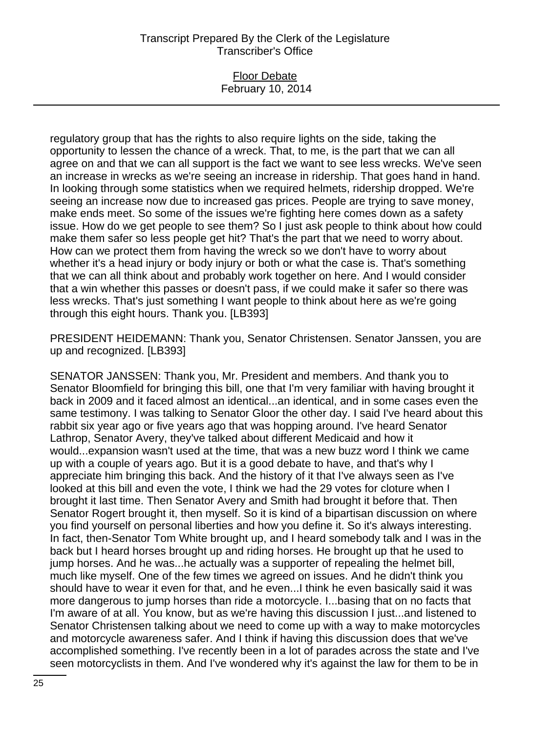regulatory group that has the rights to also require lights on the side, taking the opportunity to lessen the chance of a wreck. That, to me, is the part that we can all agree on and that we can all support is the fact we want to see less wrecks. We've seen an increase in wrecks as we're seeing an increase in ridership. That goes hand in hand. In looking through some statistics when we required helmets, ridership dropped. We're seeing an increase now due to increased gas prices. People are trying to save money, make ends meet. So some of the issues we're fighting here comes down as a safety issue. How do we get people to see them? So I just ask people to think about how could make them safer so less people get hit? That's the part that we need to worry about. How can we protect them from having the wreck so we don't have to worry about whether it's a head injury or body injury or both or what the case is. That's something that we can all think about and probably work together on here. And I would consider that a win whether this passes or doesn't pass, if we could make it safer so there was less wrecks. That's just something I want people to think about here as we're going through this eight hours. Thank you. [LB393]

PRESIDENT HEIDEMANN: Thank you, Senator Christensen. Senator Janssen, you are up and recognized. [LB393]

SENATOR JANSSEN: Thank you, Mr. President and members. And thank you to Senator Bloomfield for bringing this bill, one that I'm very familiar with having brought it back in 2009 and it faced almost an identical...an identical, and in some cases even the same testimony. I was talking to Senator Gloor the other day. I said I've heard about this rabbit six year ago or five years ago that was hopping around. I've heard Senator Lathrop, Senator Avery, they've talked about different Medicaid and how it would...expansion wasn't used at the time, that was a new buzz word I think we came up with a couple of years ago. But it is a good debate to have, and that's why I appreciate him bringing this back. And the history of it that I've always seen as I've looked at this bill and even the vote, I think we had the 29 votes for cloture when I brought it last time. Then Senator Avery and Smith had brought it before that. Then Senator Rogert brought it, then myself. So it is kind of a bipartisan discussion on where you find yourself on personal liberties and how you define it. So it's always interesting. In fact, then-Senator Tom White brought up, and I heard somebody talk and I was in the back but I heard horses brought up and riding horses. He brought up that he used to jump horses. And he was...he actually was a supporter of repealing the helmet bill, much like myself. One of the few times we agreed on issues. And he didn't think you should have to wear it even for that, and he even...I think he even basically said it was more dangerous to jump horses than ride a motorcycle. I...basing that on no facts that I'm aware of at all. You know, but as we're having this discussion I just...and listened to Senator Christensen talking about we need to come up with a way to make motorcycles and motorcycle awareness safer. And I think if having this discussion does that we've accomplished something. I've recently been in a lot of parades across the state and I've seen motorcyclists in them. And I've wondered why it's against the law for them to be in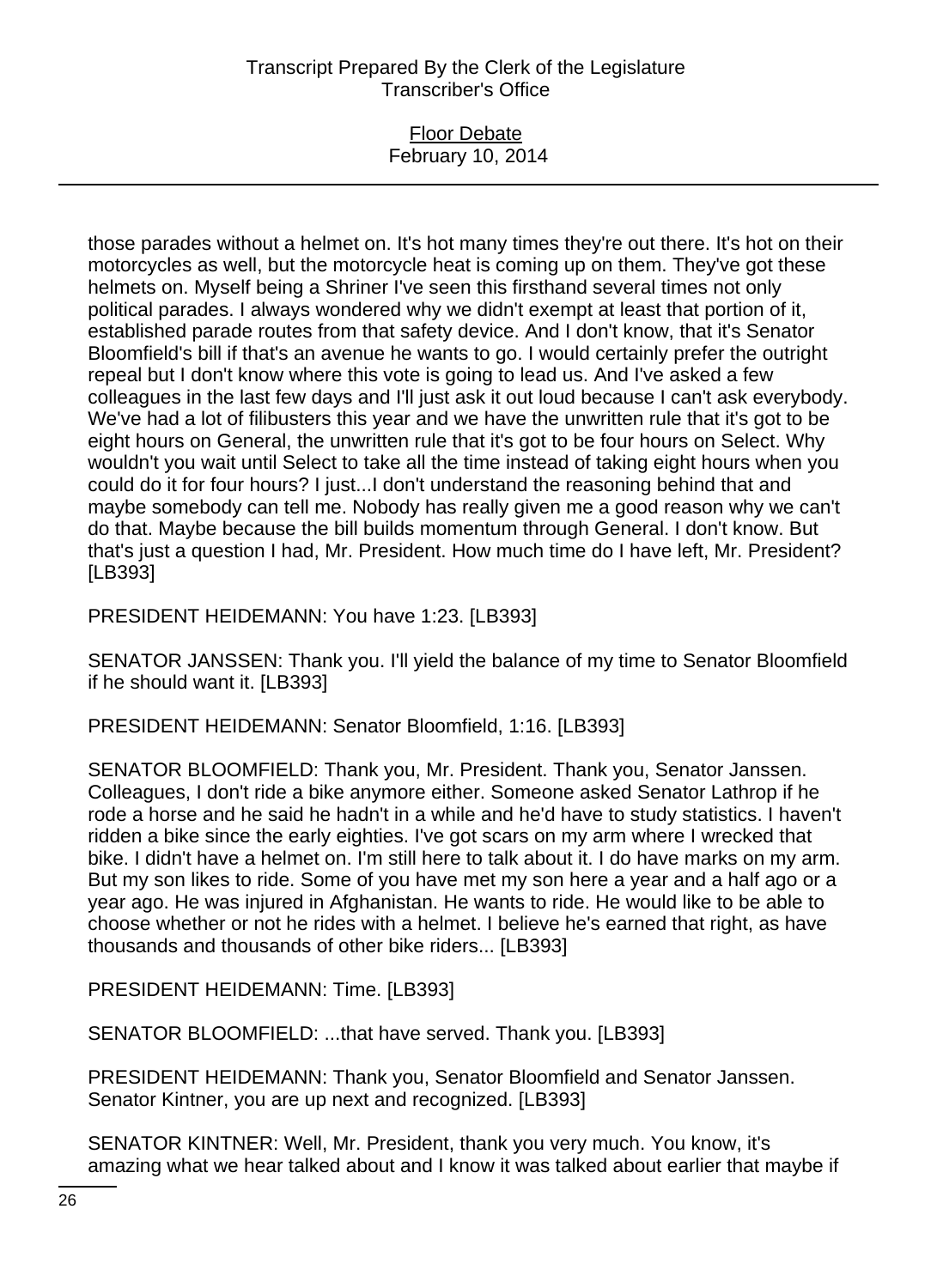those parades without a helmet on. It's hot many times they're out there. It's hot on their motorcycles as well, but the motorcycle heat is coming up on them. They've got these helmets on. Myself being a Shriner I've seen this firsthand several times not only political parades. I always wondered why we didn't exempt at least that portion of it, established parade routes from that safety device. And I don't know, that it's Senator Bloomfield's bill if that's an avenue he wants to go. I would certainly prefer the outright repeal but I don't know where this vote is going to lead us. And I've asked a few colleagues in the last few days and I'll just ask it out loud because I can't ask everybody. We've had a lot of filibusters this year and we have the unwritten rule that it's got to be eight hours on General, the unwritten rule that it's got to be four hours on Select. Why wouldn't you wait until Select to take all the time instead of taking eight hours when you could do it for four hours? I just...I don't understand the reasoning behind that and maybe somebody can tell me. Nobody has really given me a good reason why we can't do that. Maybe because the bill builds momentum through General. I don't know. But that's just a question I had, Mr. President. How much time do I have left, Mr. President? [LB393]

PRESIDENT HEIDEMANN: You have 1:23. [LB393]

SENATOR JANSSEN: Thank you. I'll yield the balance of my time to Senator Bloomfield if he should want it. [LB393]

PRESIDENT HEIDEMANN: Senator Bloomfield, 1:16. [LB393]

SENATOR BLOOMFIELD: Thank you, Mr. President. Thank you, Senator Janssen. Colleagues, I don't ride a bike anymore either. Someone asked Senator Lathrop if he rode a horse and he said he hadn't in a while and he'd have to study statistics. I haven't ridden a bike since the early eighties. I've got scars on my arm where I wrecked that bike. I didn't have a helmet on. I'm still here to talk about it. I do have marks on my arm. But my son likes to ride. Some of you have met my son here a year and a half ago or a year ago. He was injured in Afghanistan. He wants to ride. He would like to be able to choose whether or not he rides with a helmet. I believe he's earned that right, as have thousands and thousands of other bike riders... [LB393]

PRESIDENT HEIDEMANN: Time. [LB393]

SENATOR BLOOMFIELD: ...that have served. Thank you. [LB393]

PRESIDENT HEIDEMANN: Thank you, Senator Bloomfield and Senator Janssen. Senator Kintner, you are up next and recognized. [LB393]

SENATOR KINTNER: Well, Mr. President, thank you very much. You know, it's amazing what we hear talked about and I know it was talked about earlier that maybe if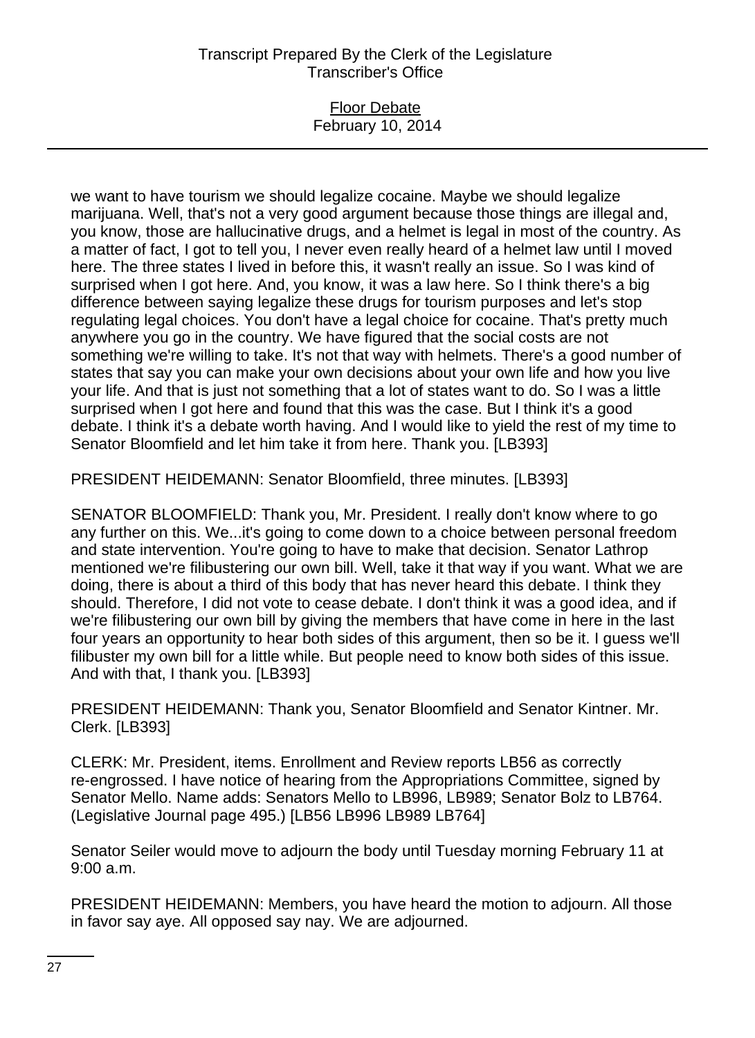we want to have tourism we should legalize cocaine. Maybe we should legalize marijuana. Well, that's not a very good argument because those things are illegal and, you know, those are hallucinative drugs, and a helmet is legal in most of the country. As a matter of fact, I got to tell you, I never even really heard of a helmet law until I moved here. The three states I lived in before this, it wasn't really an issue. So I was kind of surprised when I got here. And, you know, it was a law here. So I think there's a big difference between saying legalize these drugs for tourism purposes and let's stop regulating legal choices. You don't have a legal choice for cocaine. That's pretty much anywhere you go in the country. We have figured that the social costs are not something we're willing to take. It's not that way with helmets. There's a good number of states that say you can make your own decisions about your own life and how you live your life. And that is just not something that a lot of states want to do. So I was a little surprised when I got here and found that this was the case. But I think it's a good debate. I think it's a debate worth having. And I would like to yield the rest of my time to Senator Bloomfield and let him take it from here. Thank you. [LB393]

PRESIDENT HEIDEMANN: Senator Bloomfield, three minutes. [LB393]

SENATOR BLOOMFIELD: Thank you, Mr. President. I really don't know where to go any further on this. We...it's going to come down to a choice between personal freedom and state intervention. You're going to have to make that decision. Senator Lathrop mentioned we're filibustering our own bill. Well, take it that way if you want. What we are doing, there is about a third of this body that has never heard this debate. I think they should. Therefore, I did not vote to cease debate. I don't think it was a good idea, and if we're filibustering our own bill by giving the members that have come in here in the last four years an opportunity to hear both sides of this argument, then so be it. I guess we'll filibuster my own bill for a little while. But people need to know both sides of this issue. And with that, I thank you. [LB393]

PRESIDENT HEIDEMANN: Thank you, Senator Bloomfield and Senator Kintner. Mr. Clerk. [LB393]

CLERK: Mr. President, items. Enrollment and Review reports LB56 as correctly re-engrossed. I have notice of hearing from the Appropriations Committee, signed by Senator Mello. Name adds: Senators Mello to LB996, LB989; Senator Bolz to LB764. (Legislative Journal page 495.) [LB56 LB996 LB989 LB764]

Senator Seiler would move to adjourn the body until Tuesday morning February 11 at 9:00 a.m.

PRESIDENT HEIDEMANN: Members, you have heard the motion to adjourn. All those in favor say aye. All opposed say nay. We are adjourned.